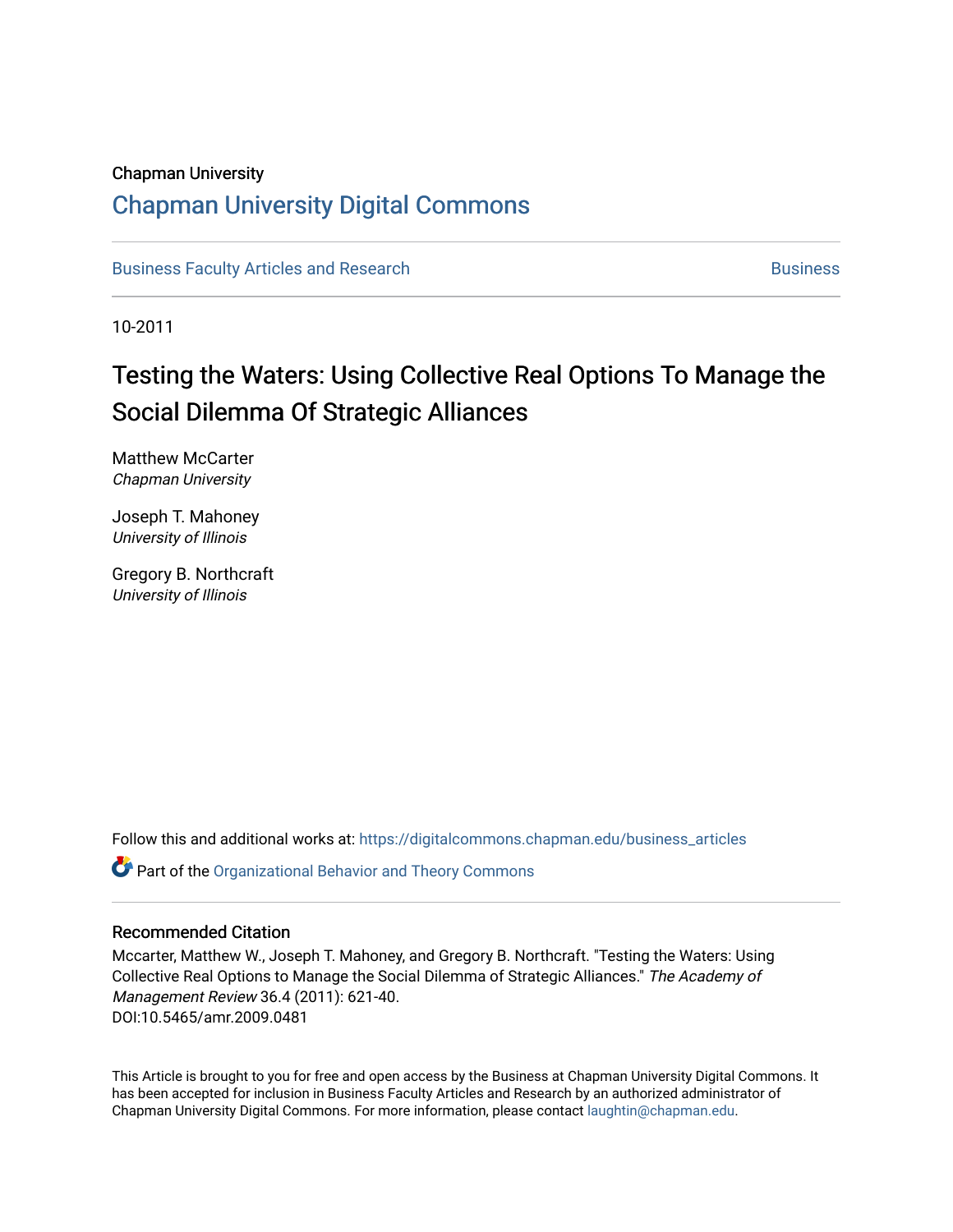Chapman University

## Chapman University Digital Commons

Business Faculty Articles and Research | Business

10-2011

# Testing the Waters: Using Collective Real Options To Manage the Social Dilemma Of Strategic Alliances

Matthew McCarter
*Chapman University*

Joseph T. Mahoney
*University of Illinois*

Gregory B. Northcraft
*University of Illinois*

Follow this and additional works at: https://digitalcommons.chapman.edu/business_articles

Part of the Organizational Behavior and Theory Commons

### Recommended Citation

Mccarter, Matthew W., Joseph T. Mahoney, and Gregory B. Northcraft. "Testing the Waters: Using Collective Real Options to Manage the Social Dilemma of Strategic Alliances." *The Academy of Management Review* 36.4 (2011): 621-40.
DOI:10.5465/amr.2009.0481

This Article is brought to you for free and open access by the Business at Chapman University Digital Commons. It has been accepted for inclusion in Business Faculty Articles and Research by an authorized administrator of Chapman University Digital Commons. For more information, please contact laughtin@chapman.edu.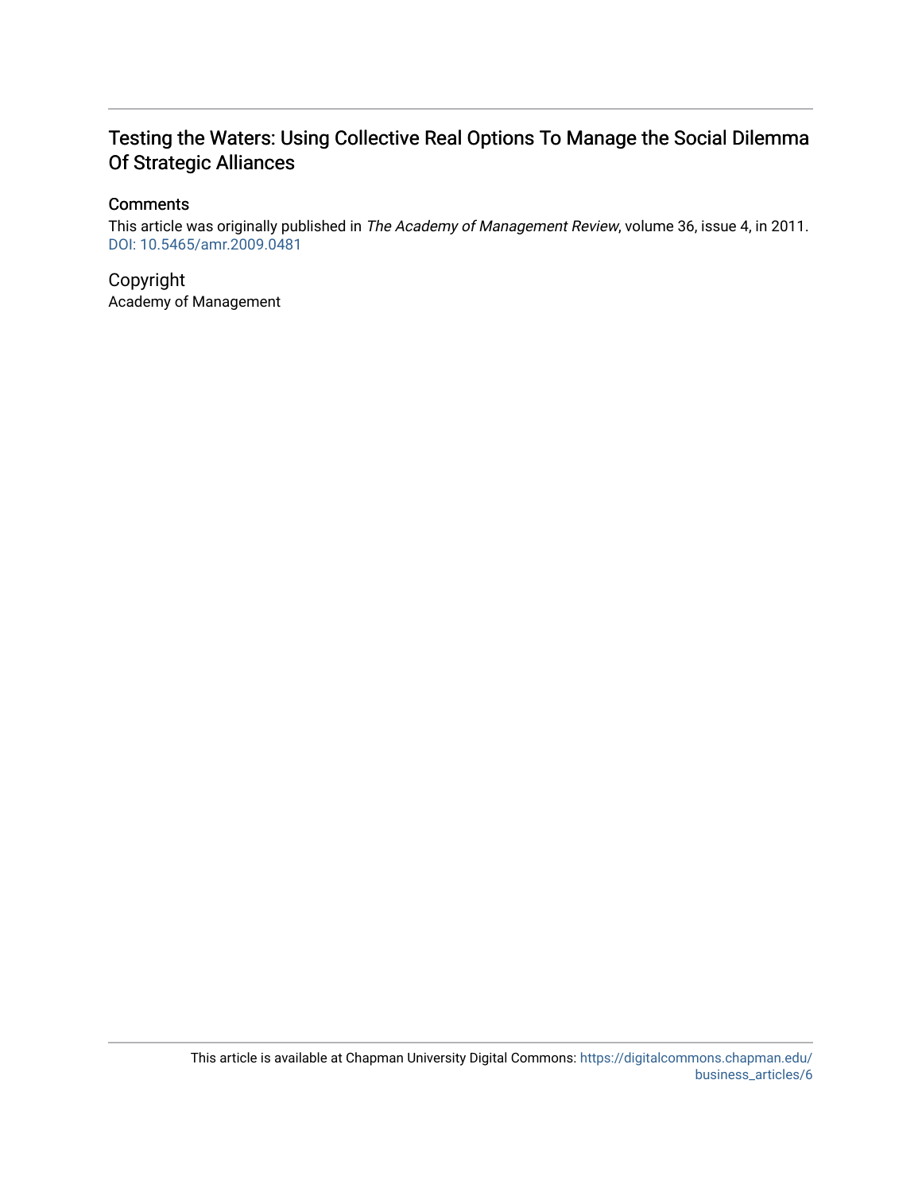# Testing the Waters: Using Collective Real Options To Manage the Social Dilemma Of Strategic Alliances

## Comments

This article was originally published in *The Academy of Management Review*, volume 36, issue 4, in 2011. DOI: 10.5465/amr.2009.0481

## Copyright

Academy of Management

This article is available at Chapman University Digital Commons: https://digitalcommons.chapman.edu/business_articles/6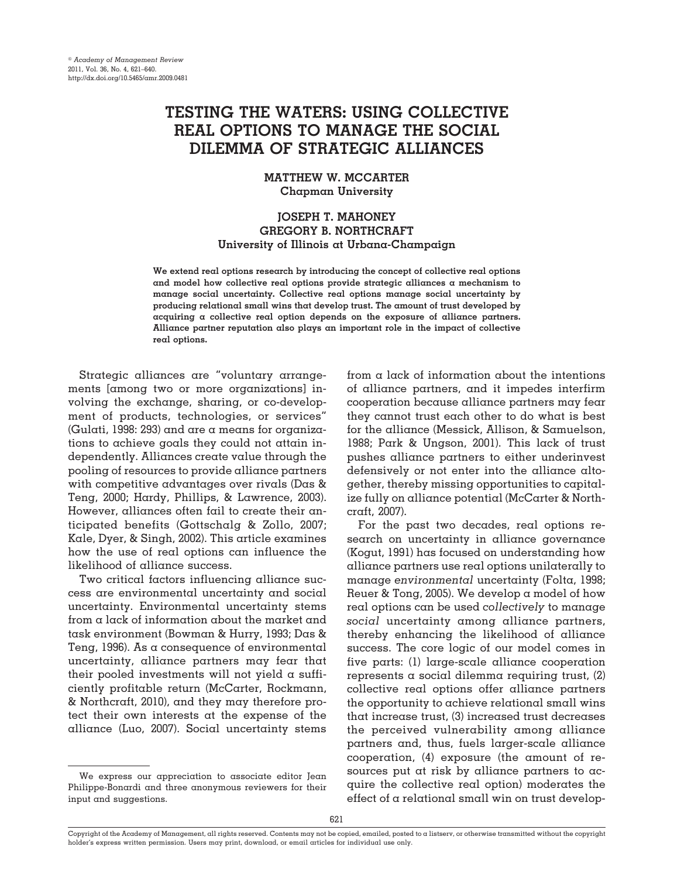# TESTING THE WATERS: USING COLLECTIVE REAL OPTIONS TO MANAGE THE SOCIAL DILEMMA OF STRATEGIC ALLIANCES

**MATTHEW W. MCCARTER**
**Chapman University**

**JOSEPH T. MAHONEY**
**GREGORY B. NORTHCRAFT**
**University of Illinois at Urbana-Champaign**

**We extend real options research by introducing the concept of collective real options and model how collective real options provide strategic alliances a mechanism to manage social uncertainty. Collective real options manage social uncertainty by producing relational small wins that develop trust. The amount of trust developed by acquiring a collective real option depends on the exposure of alliance partners. Alliance partner reputation also plays an important role in the impact of collective real options.**

Strategic alliances are "voluntary arrangements [among two or more organizations] involving the exchange, sharing, or co-development of products, technologies, or services" (Gulati, 1998: 293) and are a means for organizations to achieve goals they could not attain independently. Alliances create value through the pooling of resources to provide alliance partners with competitive advantages over rivals (Das & Teng, 2000; Hardy, Phillips, & Lawrence, 2003). However, alliances often fail to create their anticipated benefits (Gottschalg & Zollo, 2007; Kale, Dyer, & Singh, 2002). This article examines how the use of real options can influence the likelihood of alliance success.

Two critical factors influencing alliance success are environmental uncertainty and social uncertainty. Environmental uncertainty stems from a lack of information about the market and task environment (Bowman & Hurry, 1993; Das & Teng, 1996). As a consequence of environmental uncertainty, alliance partners may fear that their pooled investments will not yield a sufficiently profitable return (McCarter, Rockmann, & Northcraft, 2010), and they may therefore protect their own interests at the expense of the alliance (Luo, 2007). Social uncertainty stems from a lack of information about the intentions of alliance partners, and it impedes interfirm cooperation because alliance partners may fear they cannot trust each other to do what is best for the alliance (Messick, Allison, & Samuelson, 1988; Park & Ungson, 2001). This lack of trust pushes alliance partners to either underinvest defensively or not enter into the alliance altogether, thereby missing opportunities to capitalize fully on alliance potential (McCarter & Northcraft, 2007).

For the past two decades, real options research on uncertainty in alliance governance (Kogut, 1991) has focused on understanding how alliance partners use real options unilaterally to manage *environmental* uncertainty (Folta, 1998; Reuer & Tong, 2005). We develop a model of how real options can be used *collectively* to manage *social* uncertainty among alliance partners, thereby enhancing the likelihood of alliance success. The core logic of our model comes in five parts: (1) large-scale alliance cooperation represents a social dilemma requiring trust, (2) collective real options offer alliance partners the opportunity to achieve relational small wins that increase trust, (3) increased trust decreases the perceived vulnerability among alliance partners and, thus, fuels larger-scale alliance cooperation, (4) exposure (the amount of resources put at risk by alliance partners to acquire the collective real option) moderates the effect of a relational small win on trust develop-

We express our appreciation to associate editor Jean Philippe-Bonardi and three anonymous reviewers for their input and suggestions.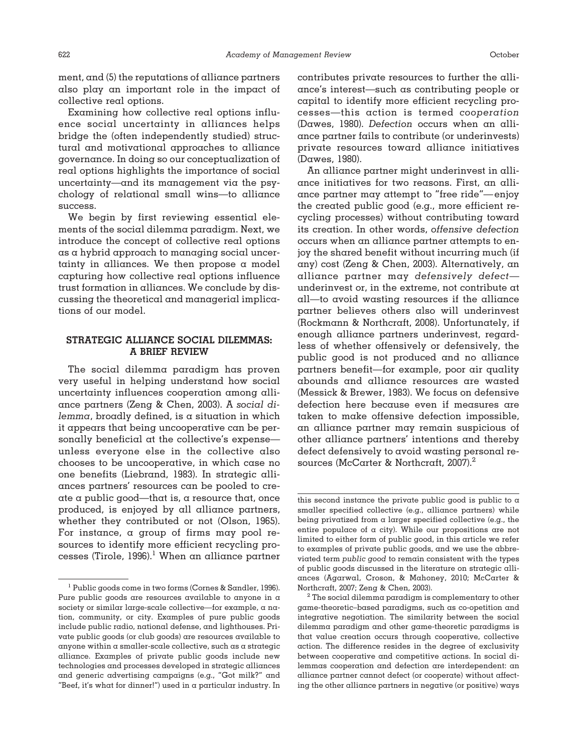ment, and (5) the reputations of alliance partners also play an important role in the impact of collective real options.

Examining how collective real options influence social uncertainty in alliances helps bridge the (often independently studied) structural and motivational approaches to alliance governance. In doing so our conceptualization of real options highlights the importance of social uncertainty—and its management via the psychology of relational small wins—to alliance success.

We begin by first reviewing essential elements of the social dilemma paradigm. Next, we introduce the concept of collective real options as a hybrid approach to managing social uncertainty in alliances. We then propose a model capturing how collective real options influence trust formation in alliances. We conclude by discussing the theoretical and managerial implications of our model.

## STRATEGIC ALLIANCE SOCIAL DILEMMAS: A BRIEF REVIEW

The social dilemma paradigm has proven very useful in helping understand how social uncertainty influences cooperation among alliance partners (Zeng & Chen, 2003). A *social dilemma*, broadly defined, is a situation in which it appears that being uncooperative can be personally beneficial at the collective's expense—unless everyone else in the collective also chooses to be uncooperative, in which case no one benefits (Liebrand, 1983). In strategic alliances partners' resources can be pooled to create a public good—that is, a resource that, once produced, is enjoyed by all alliance partners, whether they contributed or not (Olson, 1965). For instance, a group of firms may pool resources to identify more efficient recycling processes (Tirole, 1996).[1] When an alliance partner contributes private resources to further the alliance's interest—such as contributing people or capital to identify more efficient recycling processes—this action is termed *cooperation* (Dawes, 1980). *Defection* occurs when an alliance partner fails to contribute (or underinvests) private resources toward alliance initiatives (Dawes, 1980).

An alliance partner might underinvest in alliance initiatives for two reasons. First, an alliance partner may attempt to "free ride"—enjoy the created public good (e.g., more efficient recycling processes) without contributing toward its creation. In other words, *offensive defection* occurs when an alliance partner attempts to enjoy the shared benefit without incurring much (if any) cost (Zeng & Chen, 2003). Alternatively, an alliance partner may *defensively defect*—underinvest or, in the extreme, not contribute at all—to avoid wasting resources if the alliance partner believes others also will underinvest (Rockmann & Northcraft, 2008). Unfortunately, if enough alliance partners underinvest, regardless of whether offensively or defensively, the public good is not produced and no alliance partners benefit—for example, poor air quality abounds and alliance resources are wasted (Messick & Brewer, 1983). We focus on defensive defection here because even if measures are taken to make offensive defection impossible, an alliance partner may remain suspicious of other alliance partners' intentions and thereby defect defensively to avoid wasting personal resources (McCarter & Northcraft, 2007).[2]

---

[1] Public goods come in two forms (Cornes & Sandler, 1996). Pure public goods are resources available to anyone in a society or similar large-scale collective—for example, a nation, community, or city. Examples of pure public goods include public radio, national defense, and lighthouses. Private public goods (or club goods) are resources available to anyone within a smaller-scale collective, such as a strategic alliance. Examples of private public goods include new technologies and processes developed in strategic alliances and generic advertising campaigns (e.g., "Got milk?" and "Beef, it's what for dinner!") used in a particular industry. In this second instance the private public good is public to a smaller specified collective (e.g., alliance partners) while being privatized from a larger specified collective (e.g., the entire populace of a city). While our propositions are not limited to either form of public good, in this article we refer to examples of private public goods, and we use the abbreviated term *public good* to remain consistent with the types of public goods discussed in the literature on strategic alliances (Agarwal, Croson, & Mahoney, 2010; McCarter & Northcraft, 2007; Zeng & Chen, 2003).

[2] The social dilemma paradigm is complementary to other game-theoretic–based paradigms, such as co-opetition and integrative negotiation. The similarity between the social dilemma paradigm and other game-theoretic paradigms is that value creation occurs through cooperative, collective action. The difference resides in the degree of exclusivity between cooperative and competitive actions. In social dilemmas cooperation and defection are interdependent: an alliance partner cannot defect (or cooperate) without affecting the other alliance partners in negative (or positive) ways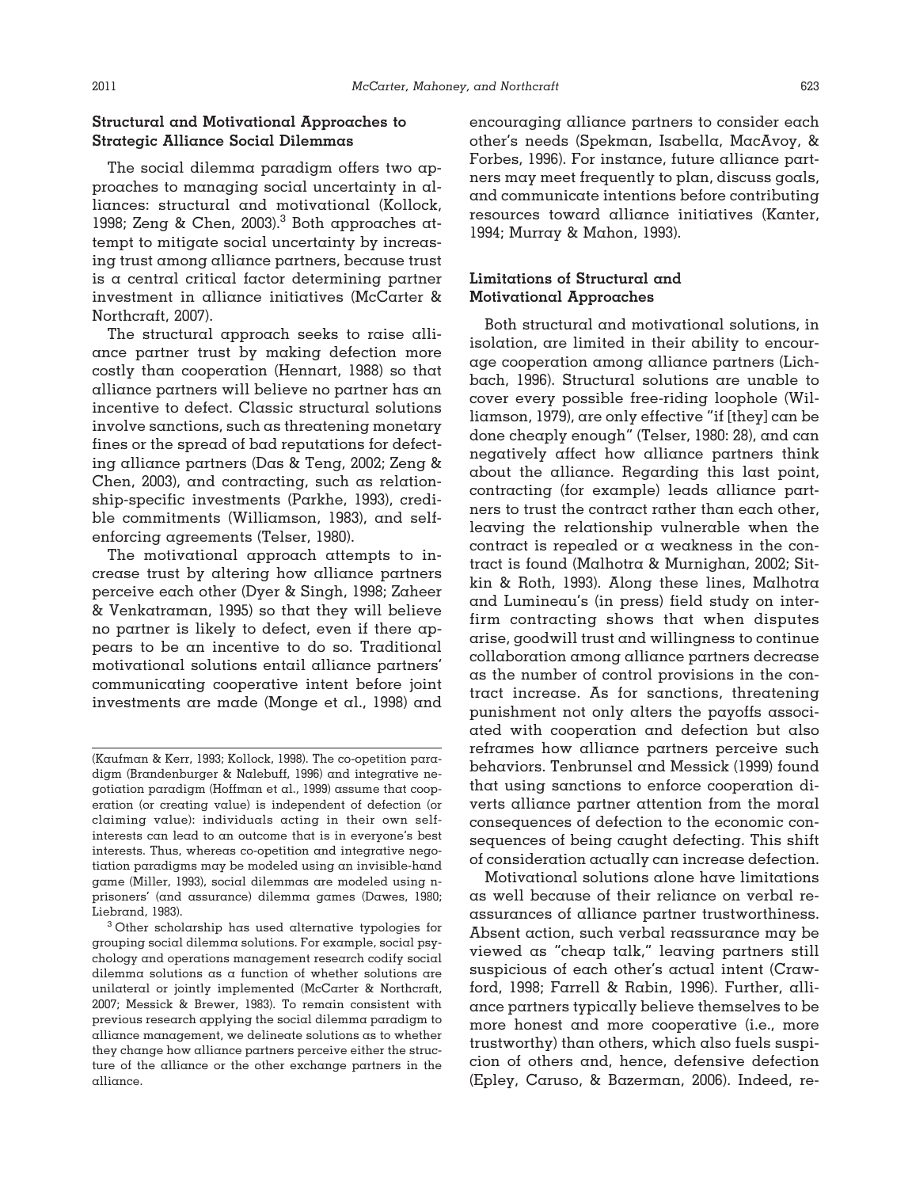### Structural and Motivational Approaches to Strategic Alliance Social Dilemmas

The social dilemma paradigm offers two approaches to managing social uncertainty in alliances: structural and motivational (Kollock, 1998; Zeng & Chen, 2003).[3] Both approaches attempt to mitigate social uncertainty by increasing trust among alliance partners, because trust is a central critical factor determining partner investment in alliance initiatives (McCarter & Northcraft, 2007).

The structural approach seeks to raise alliance partner trust by making defection more costly than cooperation (Hennart, 1988) so that alliance partners will believe no partner has an incentive to defect. Classic structural solutions involve sanctions, such as threatening monetary fines or the spread of bad reputations for defecting alliance partners (Das & Teng, 2002; Zeng & Chen, 2003), and contracting, such as relationship-specific investments (Parkhe, 1993), credible commitments (Williamson, 1983), and self-enforcing agreements (Telser, 1980).

The motivational approach attempts to increase trust by altering how alliance partners perceive each other (Dyer & Singh, 1998; Zaheer & Venkatraman, 1995) so that they will believe no partner is likely to defect, even if there appears to be an incentive to do so. Traditional motivational solutions entail alliance partners' communicating cooperative intent before joint investments are made (Monge et al., 1998) and encouraging alliance partners to consider each other's needs (Spekman, Isabella, MacAvoy, & Forbes, 1996). For instance, future alliance partners may meet frequently to plan, discuss goals, and communicate intentions before contributing resources toward alliance initiatives (Kanter, 1994; Murray & Mahon, 1993).

### Limitations of Structural and Motivational Approaches

Both structural and motivational solutions, in isolation, are limited in their ability to encourage cooperation among alliance partners (Lichbach, 1996). Structural solutions are unable to cover every possible free-riding loophole (Williamson, 1979), are only effective "if [they] can be done cheaply enough" (Telser, 1980: 28), and can negatively affect how alliance partners think about the alliance. Regarding this last point, contracting (for example) leads alliance partners to trust the contract rather than each other, leaving the relationship vulnerable when the contract is repealed or a weakness in the contract is found (Malhotra & Murnighan, 2002; Sitkin & Roth, 1993). Along these lines, Malhotra and Lumineau's (in press) field study on interfirm contracting shows that when disputes arise, goodwill trust and willingness to continue collaboration among alliance partners decrease as the number of control provisions in the contract increase. As for sanctions, threatening punishment not only alters the payoffs associated with cooperation and defection but also reframes how alliance partners perceive such behaviors. Tenbrunsel and Messick (1999) found that using sanctions to enforce cooperation diverts alliance partner attention from the moral consequences of defection to the economic consequences of being caught defecting. This shift of consideration actually can increase defection.

Motivational solutions alone have limitations as well because of their reliance on verbal reassurances of alliance partner trustworthiness. Absent action, such verbal reassurance may be viewed as "cheap talk," leaving partners still suspicious of each other's actual intent (Crawford, 1998; Farrell & Rabin, 1996). Further, alliance partners typically believe themselves to be more honest and more cooperative (i.e., more trustworthy) than others, which also fuels suspicion of others and, hence, defensive defection (Epley, Caruso, & Bazerman, 2006). Indeed, re-

(Kaufman & Kerr, 1993; Kollock, 1998). The co-opetition paradigm (Brandenburger & Nalebuff, 1996) and integrative negotiation paradigm (Hoffman et al., 1999) assume that cooperation (or creating value) is independent of defection (or claiming value): individuals acting in their own self-interests can lead to an outcome that is in everyone's best interests. Thus, whereas co-opetition and integrative negotiation paradigms may be modeled using an invisible-hand game (Miller, 1993), social dilemmas are modeled using n-prisoners' (and assurance) dilemma games (Dawes, 1980; Liebrand, 1983).

[3] Other scholarship has used alternative typologies for grouping social dilemma solutions. For example, social psychology and operations management research codify social dilemma solutions as a function of whether solutions are unilateral or jointly implemented (McCarter & Northcraft, 2007; Messick & Brewer, 1983). To remain consistent with previous research applying the social dilemma paradigm to alliance management, we delineate solutions as to whether they change how alliance partners perceive either the structure of the alliance or the other exchange partners in the alliance.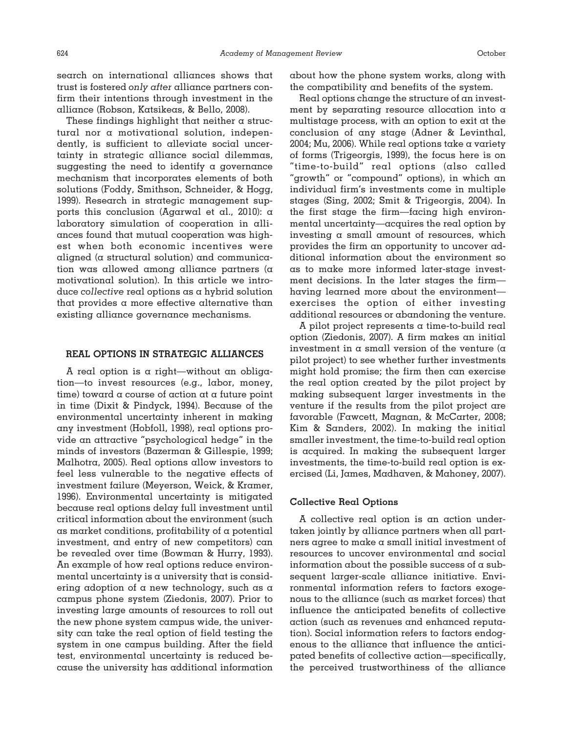search on international alliances shows that trust is fostered *only after* alliance partners confirm their intentions through investment in the alliance (Robson, Katsikeas, & Bello, 2008).

These findings highlight that neither a structural nor a motivational solution, independently, is sufficient to alleviate social uncertainty in strategic alliance social dilemmas, suggesting the need to identify a governance mechanism that incorporates elements of both solutions (Foddy, Smithson, Schneider, & Hogg, 1999). Research in strategic management supports this conclusion (Agarwal et al., 2010): a laboratory simulation of cooperation in alliances found that mutual cooperation was highest when both economic incentives were aligned (a structural solution) and communication was allowed among alliance partners (a motivational solution). In this article we introduce *collective* real options as a hybrid solution that provides a more effective alternative than existing alliance governance mechanisms.

## REAL OPTIONS IN STRATEGIC ALLIANCES

A real option is a right—without an obligation—to invest resources (e.g., labor, money, time) toward a course of action at a future point in time (Dixit & Pindyck, 1994). Because of the environmental uncertainty inherent in making any investment (Hobfoll, 1998), real options provide an attractive "psychological hedge" in the minds of investors (Bazerman & Gillespie, 1999; Malhotra, 2005). Real options allow investors to feel less vulnerable to the negative effects of investment failure (Meyerson, Weick, & Kramer, 1996). Environmental uncertainty is mitigated because real options delay full investment until critical information about the environment (such as market conditions, profitability of a potential investment, and entry of new competitors) can be revealed over time (Bowman & Hurry, 1993). An example of how real options reduce environmental uncertainty is a university that is considering adoption of a new technology, such as a campus phone system (Ziedonis, 2007). Prior to investing large amounts of resources to roll out the new phone system campus wide, the university can take the real option of field testing the system in one campus building. After the field test, environmental uncertainty is reduced because the university has additional information about how the phone system works, along with the compatibility and benefits of the system.

Real options change the structure of an investment by separating resource allocation into a multistage process, with an option to exit at the conclusion of any stage (Adner & Levinthal, 2004; Mu, 2006). While real options take a variety of forms (Trigeorgis, 1999), the focus here is on "time-to-build" real options (also called "growth" or "compound" options), in which an individual firm's investments come in multiple stages (Sing, 2002; Smit & Trigeorgis, 2004). In the first stage the firm—facing high environmental uncertainty—acquires the real option by investing a small amount of resources, which provides the firm an opportunity to uncover additional information about the environment so as to make more informed later-stage investment decisions. In the later stages the firm—having learned more about the environment—exercises the option of either investing additional resources or abandoning the venture.

A pilot project represents a time-to-build real option (Ziedonis, 2007). A firm makes an initial investment in a small version of the venture (a pilot project) to see whether further investments might hold promise; the firm then can exercise the real option created by the pilot project by making subsequent larger investments in the venture if the results from the pilot project are favorable (Fawcett, Magnan, & McCarter, 2008; Kim & Sanders, 2002). In making the initial smaller investment, the time-to-build real option is acquired. In making the subsequent larger investments, the time-to-build real option is exercised (Li, James, Madhaven, & Mahoney, 2007).

### Collective Real Options

A collective real option is an action undertaken jointly by alliance partners when all partners agree to make a small initial investment of resources to uncover environmental and social information about the possible success of a subsequent larger-scale alliance initiative. Environmental information refers to factors exogenous to the alliance (such as market forces) that influence the anticipated benefits of collective action (such as revenues and enhanced reputation). Social information refers to factors endogenous to the alliance that influence the anticipated benefits of collective action—specifically, the perceived trustworthiness of the alliance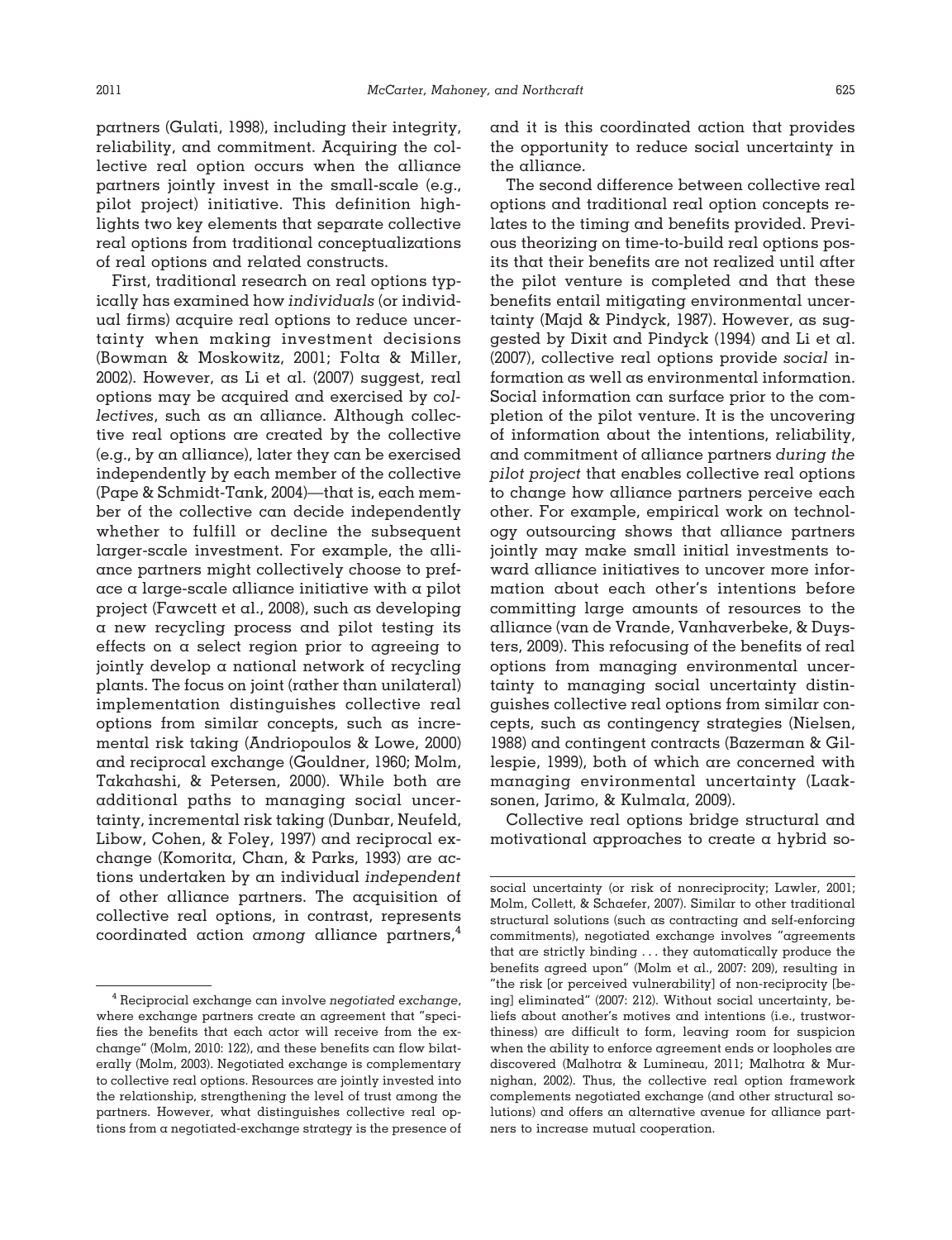partners (Gulati, 1998), including their integrity, reliability, and commitment. Acquiring the collective real option occurs when the alliance partners jointly invest in the small-scale (e.g., pilot project) initiative. This definition highlights two key elements that separate collective real options from traditional conceptualizations of real options and related constructs.

First, traditional research on real options typically has examined how *individuals* (or individual firms) acquire real options to reduce uncertainty when making investment decisions (Bowman & Moskowitz, 2001; Folta & Miller, 2002). However, as Li et al. (2007) suggest, real options may be acquired and exercised by *collectives*, such as an alliance. Although collective real options are created by the collective (e.g., by an alliance), later they can be exercised independently by each member of the collective (Pape & Schmidt-Tank, 2004)—that is, each member of the collective can decide independently whether to fulfill or decline the subsequent larger-scale investment. For example, the alliance partners might collectively choose to preface a large-scale alliance initiative with a pilot project (Fawcett et al., 2008), such as developing a new recycling process and pilot testing its effects on a select region prior to agreeing to jointly develop a national network of recycling plants. The focus on joint (rather than unilateral) implementation distinguishes collective real options from similar concepts, such as incremental risk taking (Andriopoulos & Lowe, 2000) and reciprocal exchange (Gouldner, 1960; Molm, Takahashi, & Petersen, 2000). While both are additional paths to managing social uncertainty, incremental risk taking (Dunbar, Neufeld, Libow, Cohen, & Foley, 1997) and reciprocal exchange (Komorita, Chan, & Parks, 1993) are actions undertaken by an individual *independent* of other alliance partners. The acquisition of collective real options, in contrast, represents coordinated action *among* alliance partners,[4] and it is this coordinated action that provides the opportunity to reduce social uncertainty in the alliance.

The second difference between collective real options and traditional real option concepts relates to the timing and benefits provided. Previous theorizing on time-to-build real options posits that their benefits are not realized until after the pilot venture is completed and that these benefits entail mitigating environmental uncertainty (Majd & Pindyck, 1987). However, as suggested by Dixit and Pindyck (1994) and Li et al. (2007), collective real options provide *social* information as well as environmental information. Social information can surface prior to the completion of the pilot venture. It is the uncovering of information about the intentions, reliability, and commitment of alliance partners *during the pilot project* that enables collective real options to change how alliance partners perceive each other. For example, empirical work on technology outsourcing shows that alliance partners jointly may make small initial investments toward alliance initiatives to uncover more information about each other's intentions before committing large amounts of resources to the alliance (van de Vrande, Vanhaverbeke, & Duysters, 2009). This refocusing of the benefits of real options from managing environmental uncertainty to managing social uncertainty distinguishes collective real options from similar concepts, such as contingency strategies (Nielsen, 1988) and contingent contracts (Bazerman & Gillespie, 1999), both of which are concerned with managing environmental uncertainty (Laaksonen, Jarimo, & Kulmala, 2009).

Collective real options bridge structural and motivational approaches to create a hybrid so-

[4] Reciprocal exchange can involve *negotiated exchange*, where exchange partners create an agreement that "specifies the benefits that each actor will receive from the exchange" (Molm, 2010: 122), and these benefits can flow bilaterally (Molm, 2003). Negotiated exchange is complementary to collective real options. Resources are jointly invested into the relationship, strengthening the level of trust among the partners. However, what distinguishes collective real options from a negotiated-exchange strategy is the presence of social uncertainty (or risk of nonreciprocity; Lawler, 2001; Molm, Collett, & Schaefer, 2007). Similar to other traditional structural solutions (such as contracting and self-enforcing commitments), negotiated exchange involves "agreements that are strictly binding . . . they automatically produce the benefits agreed upon" (Molm et al., 2007: 209), resulting in "the risk [or perceived vulnerability] of non-reciprocity [being] eliminated" (2007: 212). Without social uncertainty, beliefs about another's motives and intentions (i.e., trustworthiness) are difficult to form, leaving room for suspicion when the ability to enforce agreement ends or loopholes are discovered (Malhotra & Lumineau, 2011; Malhotra & Murnighan, 2002). Thus, the collective real option framework complements negotiated exchange (and other structural solutions) and offers an alternative avenue for alliance partners to increase mutual cooperation.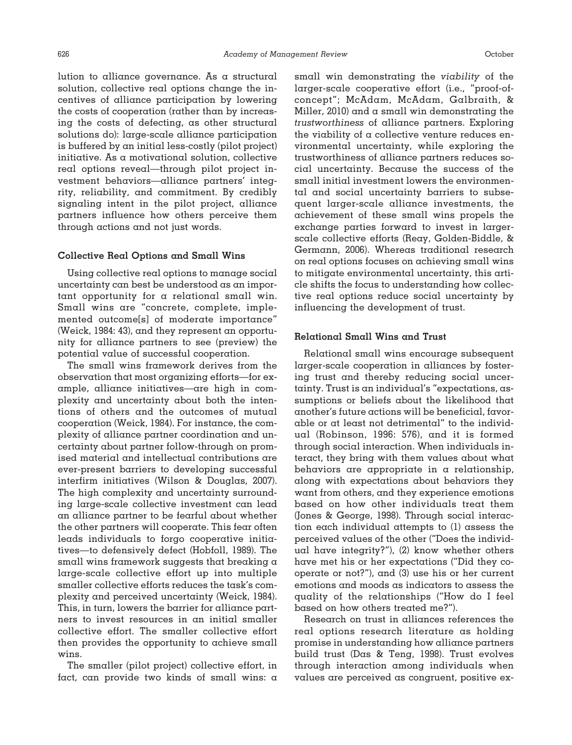lution to alliance governance. As a structural solution, collective real options change the incentives of alliance participation by lowering the costs of cooperation (rather than by increasing the costs of defecting, as other structural solutions do): large-scale alliance participation is buffered by an initial less-costly (pilot project) initiative. As a motivational solution, collective real options reveal—through pilot project investment behaviors—alliance partners' integrity, reliability, and commitment. By credibly signaling intent in the pilot project, alliance partners influence how others perceive them through actions and not just words.

### Collective Real Options and Small Wins

Using collective real options to manage social uncertainty can best be understood as an important opportunity for a relational small win. Small wins are "concrete, complete, implemented outcome[s] of moderate importance" (Weick, 1984: 43), and they represent an opportunity for alliance partners to see (preview) the potential value of successful cooperation.

The small wins framework derives from the observation that most organizing efforts—for example, alliance initiatives—are high in complexity and uncertainty about both the intentions of others and the outcomes of mutual cooperation (Weick, 1984). For instance, the complexity of alliance partner coordination and uncertainty about partner follow-through on promised material and intellectual contributions are ever-present barriers to developing successful interfirm initiatives (Wilson & Douglas, 2007). The high complexity and uncertainty surrounding large-scale collective investment can lead an alliance partner to be fearful about whether the other partners will cooperate. This fear often leads individuals to forgo cooperative initiatives—to defensively defect (Hobfoll, 1989). The small wins framework suggests that breaking a large-scale collective effort up into multiple smaller collective efforts reduces the task's complexity and perceived uncertainty (Weick, 1984). This, in turn, lowers the barrier for alliance partners to invest resources in an initial smaller collective effort. The smaller collective effort then provides the opportunity to achieve small wins.

The smaller (pilot project) collective effort, in fact, can provide two kinds of small wins: a small win demonstrating the *viability* of the larger-scale cooperative effort (i.e., "proof-of-concept"; McAdam, McAdam, Galbraith, & Miller, 2010) and a small win demonstrating the *trustworthiness* of alliance partners. Exploring the viability of a collective venture reduces environmental uncertainty, while exploring the trustworthiness of alliance partners reduces social uncertainty. Because the success of the small initial investment lowers the environmental and social uncertainty barriers to subsequent larger-scale alliance investments, the achievement of these small wins propels the exchange parties forward to invest in larger-scale collective efforts (Reay, Golden-Biddle, & Germann, 2006). Whereas traditional research on real options focuses on achieving small wins to mitigate environmental uncertainty, this article shifts the focus to understanding how collective real options reduce social uncertainty by influencing the development of trust.

### Relational Small Wins and Trust

Relational small wins encourage subsequent larger-scale cooperation in alliances by fostering trust and thereby reducing social uncertainty. Trust is an individual's "expectations, assumptions or beliefs about the likelihood that another's future actions will be beneficial, favorable or at least not detrimental" to the individual (Robinson, 1996: 576), and it is formed through social interaction. When individuals interact, they bring with them values about what behaviors are appropriate in a relationship, along with expectations about behaviors they want from others, and they experience emotions based on how other individuals treat them (Jones & George, 1998). Through social interaction each individual attempts to (1) assess the perceived values of the other ("Does the individual have integrity?"), (2) know whether others have met his or her expectations ("Did they cooperate or not?"), and (3) use his or her current emotions and moods as indicators to assess the quality of the relationships ("How do I feel based on how others treated me?").

Research on trust in alliances references the real options research literature as holding promise in understanding how alliance partners build trust (Das & Teng, 1998). Trust evolves through interaction among individuals when values are perceived as congruent, positive ex-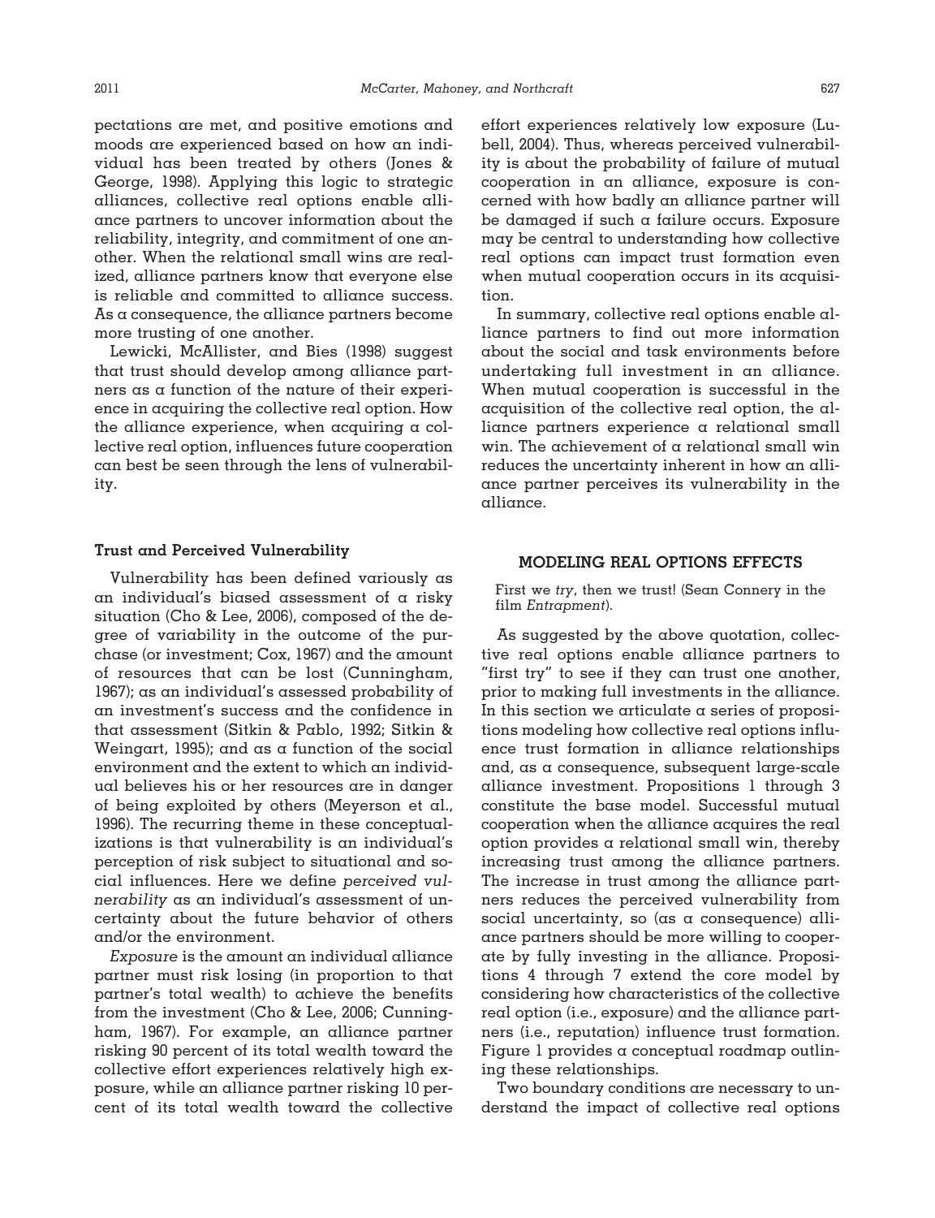pectations are met, and positive emotions and moods are experienced based on how an individual has been treated by others (Jones & George, 1998). Applying this logic to strategic alliances, collective real options enable alliance partners to uncover information about the reliability, integrity, and commitment of one another. When the relational small wins are realized, alliance partners know that everyone else is reliable and committed to alliance success. As a consequence, the alliance partners become more trusting of one another.

Lewicki, McAllister, and Bies (1998) suggest that trust should develop among alliance partners as a function of the nature of their experience in acquiring the collective real option. How the alliance experience, when acquiring a collective real option, influences future cooperation can best be seen through the lens of vulnerability.

### Trust and Perceived Vulnerability

Vulnerability has been defined variously as an individual's biased assessment of a risky situation (Cho & Lee, 2006), composed of the degree of variability in the outcome of the purchase (or investment; Cox, 1967) and the amount of resources that can be lost (Cunningham, 1967); as an individual's assessed probability of an investment's success and the confidence in that assessment (Sitkin & Pablo, 1992; Sitkin & Weingart, 1995); and as a function of the social environment and the extent to which an individual believes his or her resources are in danger of being exploited by others (Meyerson et al., 1996). The recurring theme in these conceptualizations is that vulnerability is an individual's perception of risk subject to situational and social influences. Here we define *perceived vulnerability* as an individual's assessment of uncertainty about the future behavior of others and/or the environment.

*Exposure* is the amount an individual alliance partner must risk losing (in proportion to that partner's total wealth) to achieve the benefits from the investment (Cho & Lee, 2006; Cunningham, 1967). For example, an alliance partner risking 90 percent of its total wealth toward the collective effort experiences relatively high exposure, while an alliance partner risking 10 percent of its total wealth toward the collective effort experiences relatively low exposure (Lubell, 2004). Thus, whereas perceived vulnerability is about the probability of failure of mutual cooperation in an alliance, exposure is concerned with how badly an alliance partner will be damaged if such a failure occurs. Exposure may be central to understanding how collective real options can impact trust formation even when mutual cooperation occurs in its acquisition.

In summary, collective real options enable alliance partners to find out more information about the social and task environments before undertaking full investment in an alliance. When mutual cooperation is successful in the acquisition of the collective real option, the alliance partners experience a relational small win. The achievement of a relational small win reduces the uncertainty inherent in how an alliance partner perceives its vulnerability in the alliance.

## MODELING REAL OPTIONS EFFECTS

First we *try*, then we trust! (Sean Connery in the film *Entrapment*).

As suggested by the above quotation, collective real options enable alliance partners to "first try" to see if they can trust one another, prior to making full investments in the alliance. In this section we articulate a series of propositions modeling how collective real options influence trust formation in alliance relationships and, as a consequence, subsequent large-scale alliance investment. Propositions 1 through 3 constitute the base model. Successful mutual cooperation when the alliance acquires the real option provides a relational small win, thereby increasing trust among the alliance partners. The increase in trust among the alliance partners reduces the perceived vulnerability from social uncertainty, so (as a consequence) alliance partners should be more willing to cooperate by fully investing in the alliance. Propositions 4 through 7 extend the core model by considering how characteristics of the collective real option (i.e., exposure) and the alliance partners (i.e., reputation) influence trust formation. Figure 1 provides a conceptual roadmap outlining these relationships.

Two boundary conditions are necessary to understand the impact of collective real options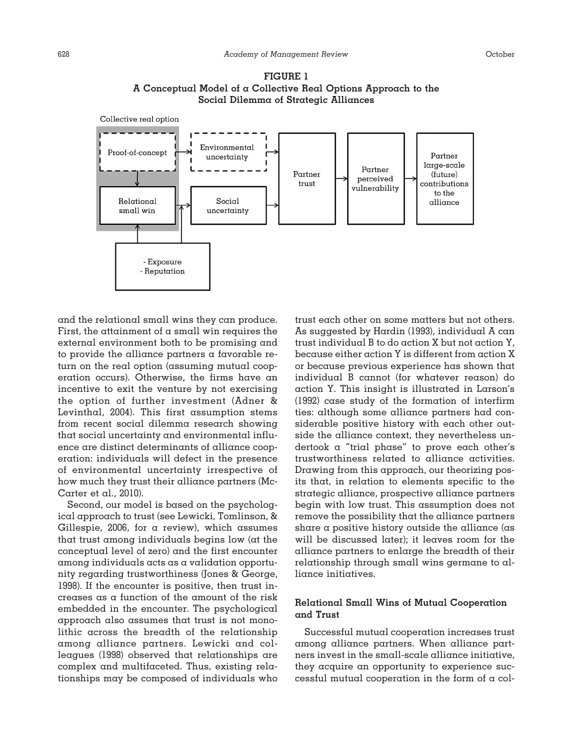**FIGURE 1**
**A Conceptual Model of a Collective Real Options Approach to the Social Dilemma of Strategic Alliances**

and the relational small wins they can produce. First, the attainment of a small win requires the external environment both to be promising and to provide the alliance partners a favorable return on the real option (assuming mutual cooperation occurs). Otherwise, the firms have an incentive to exit the venture by not exercising the option of further investment (Adner & Levinthal, 2004). This first assumption stems from recent social dilemma research showing that social uncertainty and environmental influence are distinct determinants of alliance cooperation: individuals will defect in the presence of environmental uncertainty irrespective of how much they trust their alliance partners (McCarter et al., 2010).

Second, our model is based on the psychological approach to trust (see Lewicki, Tomlinson, & Gillespie, 2006, for a review), which assumes that trust among individuals begins low (at the conceptual level of zero) and the first encounter among individuals acts as a validation opportunity regarding trustworthiness (Jones & George, 1998). If the encounter is positive, then trust increases as a function of the amount of the risk embedded in the encounter. The psychological approach also assumes that trust is not monolithic across the breadth of the relationship among alliance partners. Lewicki and colleagues (1998) observed that relationships are complex and multifaceted. Thus, existing relationships may be composed of individuals who trust each other on some matters but not others. As suggested by Hardin (1993), individual A can trust individual B to do action X but not action Y, because either action Y is different from action X or because previous experience has shown that individual B cannot (for whatever reason) do action Y. This insight is illustrated in Larson's (1992) case study of the formation of interfirm ties: although some alliance partners had considerable positive history with each other outside the alliance context, they nevertheless undertook a "trial phase" to prove each other's trustworthiness related to alliance activities. Drawing from this approach, our theorizing posits that, in relation to elements specific to the strategic alliance, prospective alliance partners begin with low trust. This assumption does not remove the possibility that the alliance partners share a positive history outside the alliance (as will be discussed later); it leaves room for the alliance partners to enlarge the breadth of their relationship through small wins germane to alliance initiatives.

### Relational Small Wins of Mutual Cooperation and Trust

Successful mutual cooperation increases trust among alliance partners. When alliance partners invest in the small-scale alliance initiative, they acquire an opportunity to experience successful mutual cooperation in the form of a col-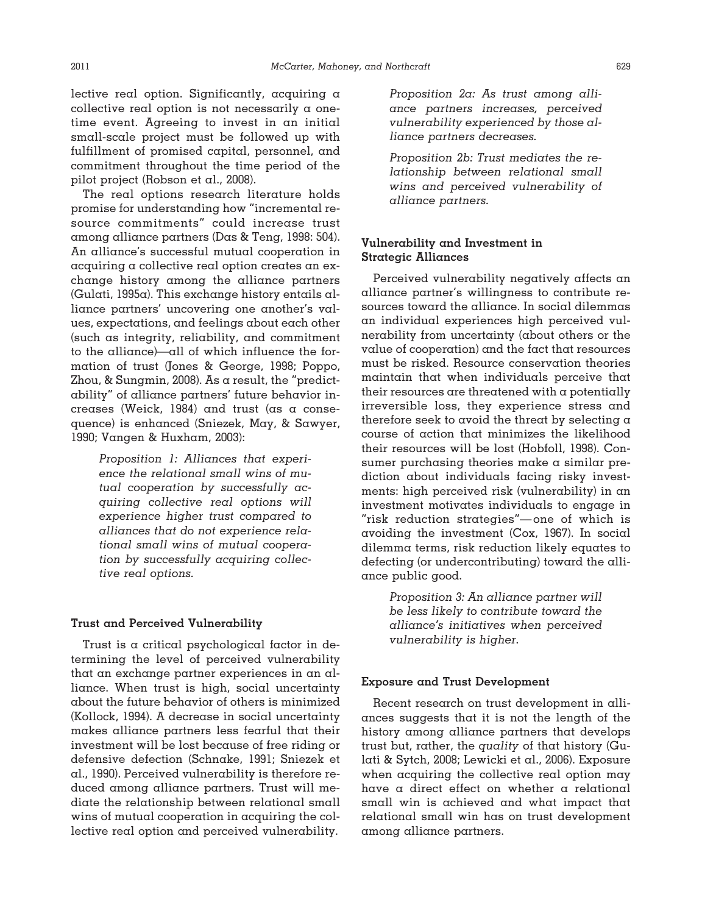lective real option. Significantly, acquiring a collective real option is not necessarily a one-time event. Agreeing to invest in an initial small-scale project must be followed up with fulfillment of promised capital, personnel, and commitment throughout the time period of the pilot project (Robson et al., 2008).

The real options research literature holds promise for understanding how "incremental resource commitments" could increase trust among alliance partners (Das & Teng, 1998: 504). An alliance's successful mutual cooperation in acquiring a collective real option creates an exchange history among the alliance partners (Gulati, 1995a). This exchange history entails alliance partners' uncovering one another's values, expectations, and feelings about each other (such as integrity, reliability, and commitment to the alliance)—all of which influence the formation of trust (Jones & George, 1998; Poppo, Zhou, & Sungmin, 2008). As a result, the "predictability" of alliance partners' future behavior increases (Weick, 1984) and trust (as a consequence) is enhanced (Sniezek, May, & Sawyer, 1990; Vangen & Huxham, 2003):

> *Proposition 1: Alliances that experience the relational small wins of mutual cooperation by successfully acquiring collective real options will experience higher trust compared to alliances that do not experience relational small wins of mutual cooperation by successfully acquiring collective real options.*

### Trust and Perceived Vulnerability

Trust is a critical psychological factor in determining the level of perceived vulnerability that an exchange partner experiences in an alliance. When trust is high, social uncertainty about the future behavior of others is minimized (Kollock, 1994). A decrease in social uncertainty makes alliance partners less fearful that their investment will be lost because of free riding or defensive defection (Schnake, 1991; Sniezek et al., 1990). Perceived vulnerability is therefore reduced among alliance partners. Trust will mediate the relationship between relational small wins of mutual cooperation in acquiring the collective real option and perceived vulnerability.

> *Proposition 2a: As trust among alliance partners increases, perceived vulnerability experienced by those alliance partners decreases.*

> *Proposition 2b: Trust mediates the relationship between relational small wins and perceived vulnerability of alliance partners.*

### Vulnerability and Investment in Strategic Alliances

Perceived vulnerability negatively affects an alliance partner's willingness to contribute resources toward the alliance. In social dilemmas an individual experiences high perceived vulnerability from uncertainty (about others or the value of cooperation) and the fact that resources must be risked. Resource conservation theories maintain that when individuals perceive that their resources are threatened with a potentially irreversible loss, they experience stress and therefore seek to avoid the threat by selecting a course of action that minimizes the likelihood their resources will be lost (Hobfoll, 1998). Consumer purchasing theories make a similar prediction about individuals facing risky investments: high perceived risk (vulnerability) in an investment motivates individuals to engage in "risk reduction strategies"—one of which is avoiding the investment (Cox, 1967). In social dilemma terms, risk reduction likely equates to defecting (or undercontributing) toward the alliance public good.

> *Proposition 3: An alliance partner will be less likely to contribute toward the alliance's initiatives when perceived vulnerability is higher.*

### Exposure and Trust Development

Recent research on trust development in alliances suggests that it is not the length of the history among alliance partners that develops trust but, rather, the *quality* of that history (Gulati & Sytch, 2008; Lewicki et al., 2006). Exposure when acquiring the collective real option may have a direct effect on whether a relational small win is achieved and what impact that relational small win has on trust development among alliance partners.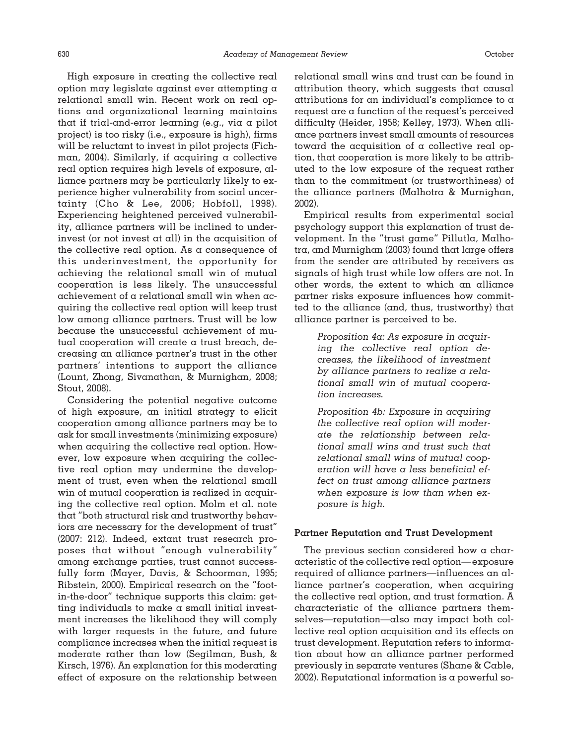High exposure in creating the collective real option may legislate against ever attempting a relational small win. Recent work on real options and organizational learning maintains that if trial-and-error learning (e.g., via a pilot project) is too risky (i.e., exposure is high), firms will be reluctant to invest in pilot projects (Fichman, 2004). Similarly, if acquiring a collective real option requires high levels of exposure, alliance partners may be particularly likely to experience higher vulnerability from social uncertainty (Cho & Lee, 2006; Hobfoll, 1998). Experiencing heightened perceived vulnerability, alliance partners will be inclined to underinvest (or not invest at all) in the acquisition of the collective real option. As a consequence of this underinvestment, the opportunity for achieving the relational small win of mutual cooperation is less likely. The unsuccessful achievement of a relational small win when acquiring the collective real option will keep trust low among alliance partners. Trust will be low because the unsuccessful achievement of mutual cooperation will create a trust breach, decreasing an alliance partner's trust in the other partners' intentions to support the alliance (Lount, Zhong, Sivanathan, & Murnighan, 2008; Stout, 2008).

Considering the potential negative outcome of high exposure, an initial strategy to elicit cooperation among alliance partners may be to ask for small investments (minimizing exposure) when acquiring the collective real option. However, low exposure when acquiring the collective real option may undermine the development of trust, even when the relational small win of mutual cooperation is realized in acquiring the collective real option. Molm et al. note that "both structural risk and trustworthy behaviors are necessary for the development of trust" (2007: 212). Indeed, extant trust research proposes that without "enough vulnerability" among exchange parties, trust cannot successfully form (Mayer, Davis, & Schoorman, 1995; Ribstein, 2000). Empirical research on the "foot-in-the-door" technique supports this claim: getting individuals to make a small initial investment increases the likelihood they will comply with larger requests in the future, and future compliance increases when the initial request is moderate rather than low (Segilman, Bush, & Kirsch, 1976). An explanation for this moderating effect of exposure on the relationship between relational small wins and trust can be found in attribution theory, which suggests that causal attributions for an individual's compliance to a request are a function of the request's perceived difficulty (Heider, 1958; Kelley, 1973). When alliance partners invest small amounts of resources toward the acquisition of a collective real option, that cooperation is more likely to be attributed to the low exposure of the request rather than to the commitment (or trustworthiness) of the alliance partners (Malhotra & Murnighan, 2002).

Empirical results from experimental social psychology support this explanation of trust development. In the "trust game" Pillutla, Malhotra, and Murnighan (2003) found that large offers from the sender are attributed by receivers as signals of high trust while low offers are not. In other words, the extent to which an alliance partner risks exposure influences how committed to the alliance (and, thus, trustworthy) that alliance partner is perceived to be.

> *Proposition 4a: As exposure in acquiring the collective real option decreases, the likelihood of investment by alliance partners to realize a relational small win of mutual cooperation increases.*

> *Proposition 4b: Exposure in acquiring the collective real option will moderate the relationship between relational small wins and trust such that relational small wins of mutual cooperation will have a less beneficial effect on trust among alliance partners when exposure is low than when exposure is high.*

### Partner Reputation and Trust Development

The previous section considered how a characteristic of the collective real option—exposure required of alliance partners—influences an alliance partner's cooperation, when acquiring the collective real option, and trust formation. A characteristic of the alliance partners themselves—reputation—also may impact both collective real option acquisition and its effects on trust development. Reputation refers to information about how an alliance partner performed previously in separate ventures (Shane & Cable, 2002). Reputational information is a powerful so-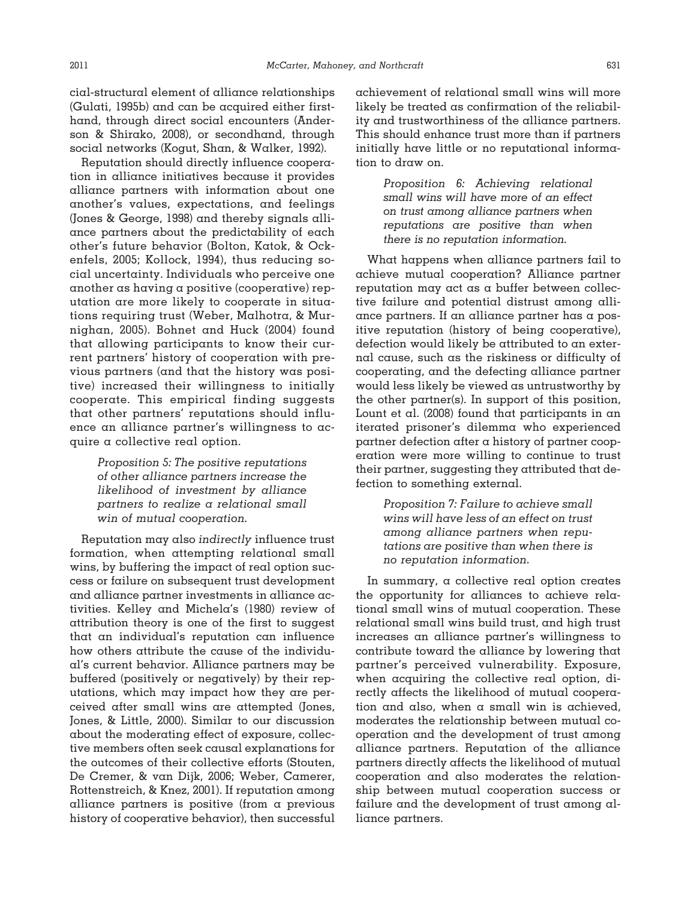cial-structural element of alliance relationships (Gulati, 1995b) and can be acquired either firsthand, through direct social encounters (Anderson & Shirako, 2008), or secondhand, through social networks (Kogut, Shan, & Walker, 1992).

Reputation should directly influence cooperation in alliance initiatives because it provides alliance partners with information about one another's values, expectations, and feelings (Jones & George, 1998) and thereby signals alliance partners about the predictability of each other's future behavior (Bolton, Katok, & Ockenfels, 2005; Kollock, 1994), thus reducing social uncertainty. Individuals who perceive one another as having a positive (cooperative) reputation are more likely to cooperate in situations requiring trust (Weber, Malhotra, & Murnighan, 2005). Bohnet and Huck (2004) found that allowing participants to know their current partners' history of cooperation with previous partners (and that the history was positive) increased their willingness to initially cooperate. This empirical finding suggests that other partners' reputations should influence an alliance partner's willingness to acquire a collective real option.

> *Proposition 5: The positive reputations of other alliance partners increase the likelihood of investment by alliance partners to realize a relational small win of mutual cooperation.*

Reputation may also *indirectly* influence trust formation, when attempting relational small wins, by buffering the impact of real option success or failure on subsequent trust development and alliance partner investments in alliance activities. Kelley and Michela's (1980) review of attribution theory is one of the first to suggest that an individual's reputation can influence how others attribute the cause of the individual's current behavior. Alliance partners may be buffered (positively or negatively) by their reputations, which may impact how they are perceived after small wins are attempted (Jones, Jones, & Little, 2000). Similar to our discussion about the moderating effect of exposure, collective members often seek causal explanations for the outcomes of their collective efforts (Stouten, De Cremer, & van Dijk, 2006; Weber, Camerer, Rottenstreich, & Knez, 2001). If reputation among alliance partners is positive (from a previous history of cooperative behavior), then successful achievement of relational small wins will more likely be treated as confirmation of the reliability and trustworthiness of the alliance partners. This should enhance trust more than if partners initially have little or no reputational information to draw on.

> *Proposition 6: Achieving relational small wins will have more of an effect on trust among alliance partners when reputations are positive than when there is no reputation information.*

What happens when alliance partners fail to achieve mutual cooperation? Alliance partner reputation may act as a buffer between collective failure and potential distrust among alliance partners. If an alliance partner has a positive reputation (history of being cooperative), defection would likely be attributed to an external cause, such as the riskiness or difficulty of cooperating, and the defecting alliance partner would less likely be viewed as untrustworthy by the other partner(s). In support of this position, Lount et al. (2008) found that participants in an iterated prisoner's dilemma who experienced partner defection after a history of partner cooperation were more willing to continue to trust their partner, suggesting they attributed that defection to something external.

> *Proposition 7: Failure to achieve small wins will have less of an effect on trust among alliance partners when reputations are positive than when there is no reputation information.*

In summary, a collective real option creates the opportunity for alliances to achieve relational small wins of mutual cooperation. These relational small wins build trust, and high trust increases an alliance partner's willingness to contribute toward the alliance by lowering that partner's perceived vulnerability. Exposure, when acquiring the collective real option, directly affects the likelihood of mutual cooperation and also, when a small win is achieved, moderates the relationship between mutual cooperation and the development of trust among alliance partners. Reputation of the alliance partners directly affects the likelihood of mutual cooperation and also moderates the relationship between mutual cooperation success or failure and the development of trust among alliance partners.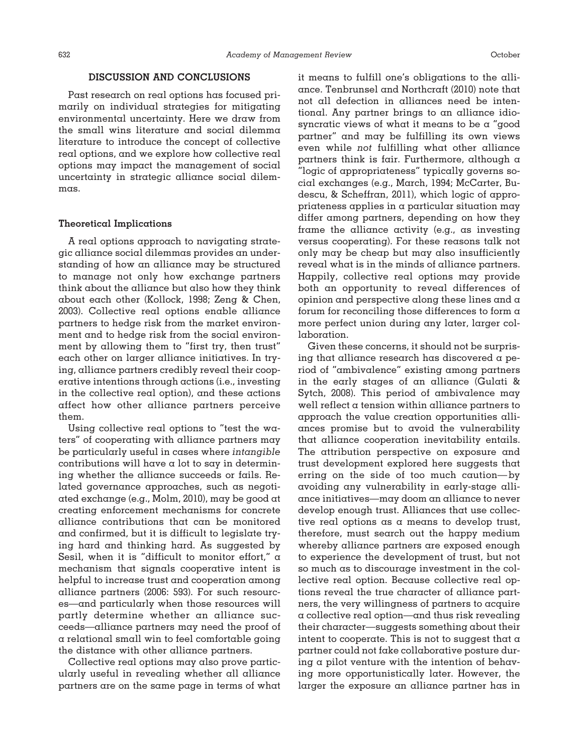## DISCUSSION AND CONCLUSIONS

Past research on real options has focused primarily on individual strategies for mitigating environmental uncertainty. Here we draw from the small wins literature and social dilemma literature to introduce the concept of collective real options, and we explore how collective real options may impact the management of social uncertainty in strategic alliance social dilemmas.

### Theoretical Implications

A real options approach to navigating strategic alliance social dilemmas provides an understanding of how an alliance may be structured to manage not only how exchange partners think about the alliance but also how they think about each other (Kollock, 1998; Zeng & Chen, 2003). Collective real options enable alliance partners to hedge risk from the market environment and to hedge risk from the social environment by allowing them to "first try, then trust" each other on larger alliance initiatives. In trying, alliance partners credibly reveal their cooperative intentions through actions (i.e., investing in the collective real option), and these actions affect how other alliance partners perceive them.

Using collective real options to "test the waters" of cooperating with alliance partners may be particularly useful in cases where *intangible* contributions will have a lot to say in determining whether the alliance succeeds or fails. Related governance approaches, such as negotiated exchange (e.g., Molm, 2010), may be good at creating enforcement mechanisms for concrete alliance contributions that can be monitored and confirmed, but it is difficult to legislate trying hard and thinking hard. As suggested by Sesil, when it is "difficult to monitor effort," a mechanism that signals cooperative intent is helpful to increase trust and cooperation among alliance partners (2006: 593). For such resources—and particularly when those resources will partly determine whether an alliance succeeds—alliance partners may need the proof of a relational small win to feel comfortable going the distance with other alliance partners.

Collective real options may also prove particularly useful in revealing whether all alliance partners are on the same page in terms of what it means to fulfill one's obligations to the alliance. Tenbrunsel and Northcraft (2010) note that not all defection in alliances need be intentional. Any partner brings to an alliance idiosyncratic views of what it means to be a "good partner" and may be fulfilling its own views even while *not* fulfilling what other alliance partners think is fair. Furthermore, although a "logic of appropriateness" typically governs social exchanges (e.g., March, 1994; McCarter, Budescu, & Scheffran, 2011), which logic of appropriateness applies in a particular situation may differ among partners, depending on how they frame the alliance activity (e.g., as investing versus cooperating). For these reasons talk not only may be cheap but may also insufficiently reveal what is in the minds of alliance partners. Happily, collective real options may provide both an opportunity to reveal differences of opinion and perspective along these lines and a forum for reconciling those differences to form a more perfect union during any later, larger collaboration.

Given these concerns, it should not be surprising that alliance research has discovered a period of "ambivalence" existing among partners in the early stages of an alliance (Gulati & Sytch, 2008). This period of ambivalence may well reflect a tension within alliance partners to approach the value creation opportunities alliances promise but to avoid the vulnerability that alliance cooperation inevitability entails. The attribution perspective on exposure and trust development explored here suggests that erring on the side of too much caution—by avoiding any vulnerability in early-stage alliance initiatives—may doom an alliance to never develop enough trust. Alliances that use collective real options as a means to develop trust, therefore, must search out the happy medium whereby alliance partners are exposed enough to experience the development of trust, but not so much as to discourage investment in the collective real option. Because collective real options reveal the true character of alliance partners, the very willingness of partners to acquire a collective real option—and thus risk revealing their character—suggests something about their intent to cooperate. This is not to suggest that a partner could not fake collaborative posture during a pilot venture with the intention of behaving more opportunistically later. However, the larger the exposure an alliance partner has in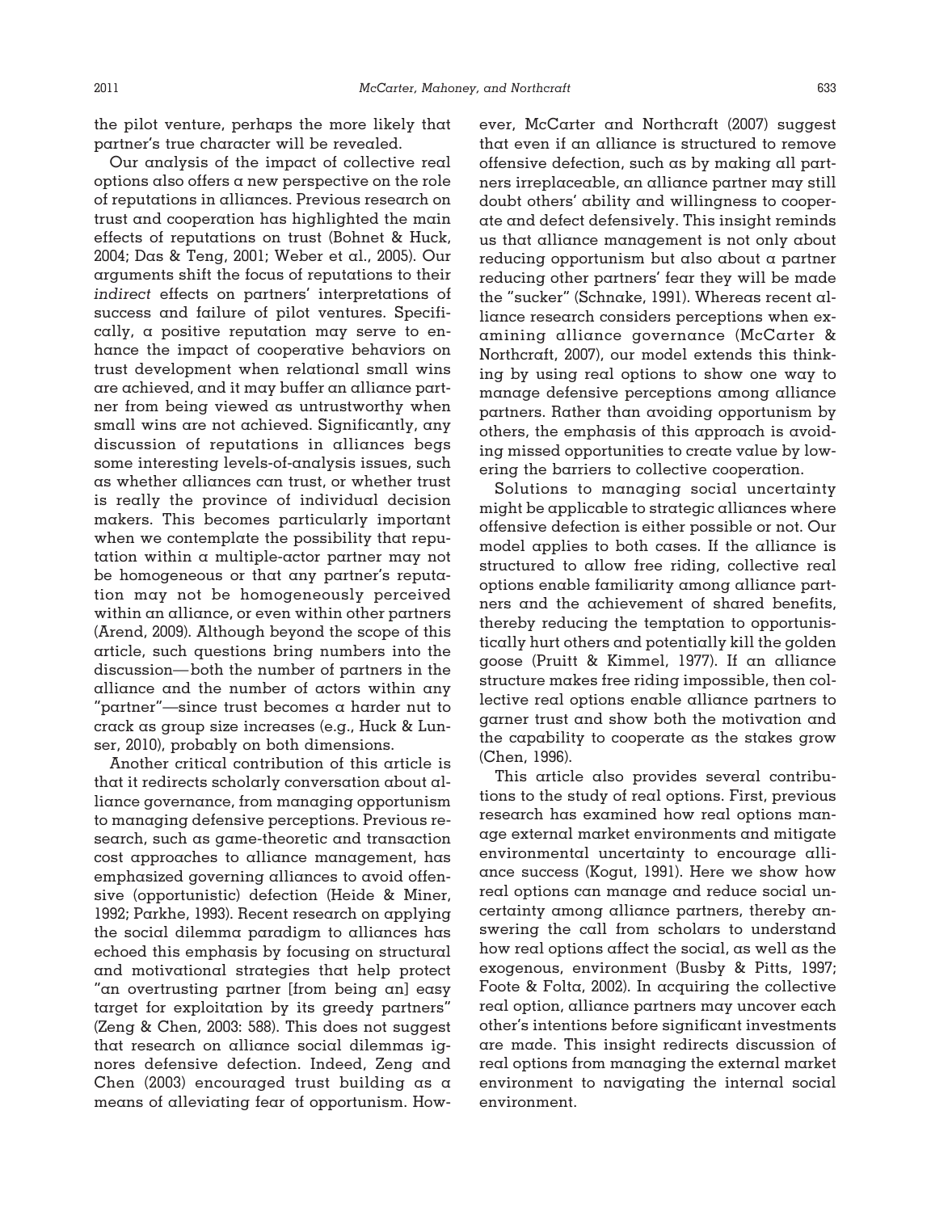the pilot venture, perhaps the more likely that partner's true character will be revealed.

Our analysis of the impact of collective real options also offers a new perspective on the role of reputations in alliances. Previous research on trust and cooperation has highlighted the main effects of reputations on trust (Bohnet & Huck, 2004; Das & Teng, 2001; Weber et al., 2005). Our arguments shift the focus of reputations to their *indirect* effects on partners' interpretations of success and failure of pilot ventures. Specifically, a positive reputation may serve to enhance the impact of cooperative behaviors on trust development when relational small wins are achieved, and it may buffer an alliance partner from being viewed as untrustworthy when small wins are not achieved. Significantly, any discussion of reputations in alliances begs some interesting levels-of-analysis issues, such as whether alliances can trust, or whether trust is really the province of individual decision makers. This becomes particularly important when we contemplate the possibility that reputation within a multiple-actor partner may not be homogeneous or that any partner's reputation may not be homogeneously perceived within an alliance, or even within other partners (Arend, 2009). Although beyond the scope of this article, such questions bring numbers into the discussion—both the number of partners in the alliance and the number of actors within any "partner"—since trust becomes a harder nut to crack as group size increases (e.g., Huck & Lunser, 2010), probably on both dimensions.

Another critical contribution of this article is that it redirects scholarly conversation about alliance governance, from managing opportunism to managing defensive perceptions. Previous research, such as game-theoretic and transaction cost approaches to alliance management, has emphasized governing alliances to avoid offensive (opportunistic) defection (Heide & Miner, 1992; Parkhe, 1993). Recent research on applying the social dilemma paradigm to alliances has echoed this emphasis by focusing on structural and motivational strategies that help protect "an overtrusting partner [from being an] easy target for exploitation by its greedy partners" (Zeng & Chen, 2003: 588). This does not suggest that research on alliance social dilemmas ignores defensive defection. Indeed, Zeng and Chen (2003) encouraged trust building as a means of alleviating fear of opportunism. However, McCarter and Northcraft (2007) suggest that even if an alliance is structured to remove offensive defection, such as by making all partners irreplaceable, an alliance partner may still doubt others' ability and willingness to cooperate and defect defensively. This insight reminds us that alliance management is not only about reducing opportunism but also about a partner reducing other partners' fear they will be made the "sucker" (Schnake, 1991). Whereas recent alliance research considers perceptions when examining alliance governance (McCarter & Northcraft, 2007), our model extends this thinking by using real options to show one way to manage defensive perceptions among alliance partners. Rather than avoiding opportunism by others, the emphasis of this approach is avoiding missed opportunities to create value by lowering the barriers to collective cooperation.

Solutions to managing social uncertainty might be applicable to strategic alliances where offensive defection is either possible or not. Our model applies to both cases. If the alliance is structured to allow free riding, collective real options enable familiarity among alliance partners and the achievement of shared benefits, thereby reducing the temptation to opportunistically hurt others and potentially kill the golden goose (Pruitt & Kimmel, 1977). If an alliance structure makes free riding impossible, then collective real options enable alliance partners to garner trust and show both the motivation and the capability to cooperate as the stakes grow (Chen, 1996).

This article also provides several contributions to the study of real options. First, previous research has examined how real options manage external market environments and mitigate environmental uncertainty to encourage alliance success (Kogut, 1991). Here we show how real options can manage and reduce social uncertainty among alliance partners, thereby answering the call from scholars to understand how real options affect the social, as well as the exogenous, environment (Busby & Pitts, 1997; Foote & Folta, 2002). In acquiring the collective real option, alliance partners may uncover each other's intentions before significant investments are made. This insight redirects discussion of real options from managing the external market environment to navigating the internal social environment.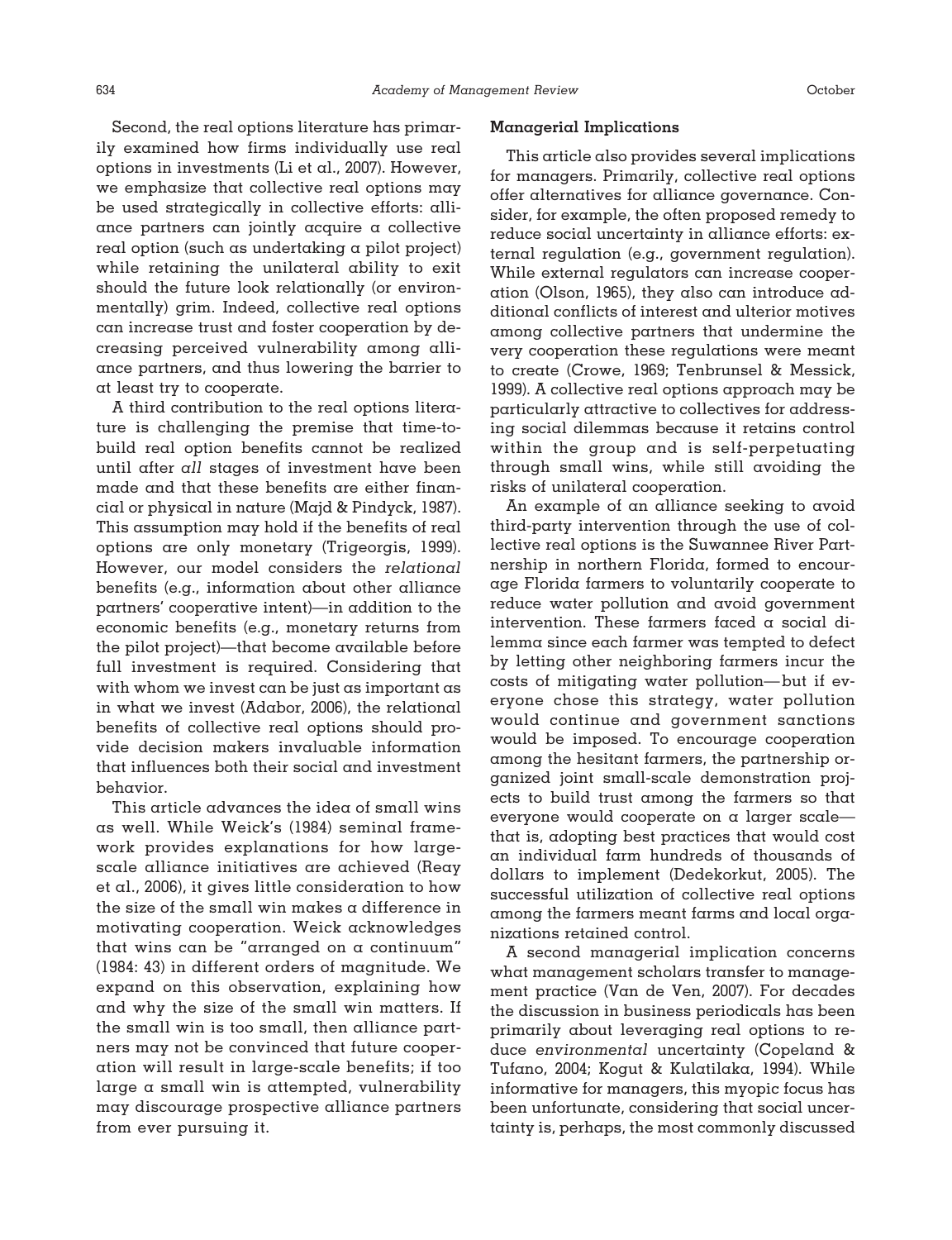Second, the real options literature has primarily examined how firms individually use real options in investments (Li et al., 2007). However, we emphasize that collective real options may be used strategically in collective efforts: alliance partners can jointly acquire a collective real option (such as undertaking a pilot project) while retaining the unilateral ability to exit should the future look relationally (or environmentally) grim. Indeed, collective real options can increase trust and foster cooperation by decreasing perceived vulnerability among alliance partners, and thus lowering the barrier to at least try to cooperate.

A third contribution to the real options literature is challenging the premise that time-to-build real option benefits cannot be realized until after *all* stages of investment have been made and that these benefits are either financial or physical in nature (Majd & Pindyck, 1987). This assumption may hold if the benefits of real options are only monetary (Trigeorgis, 1999). However, our model considers the *relational* benefits (e.g., information about other alliance partners' cooperative intent)—in addition to the economic benefits (e.g., monetary returns from the pilot project)—that become available before full investment is required. Considering that with whom we invest can be just as important as in what we invest (Adabor, 2006), the relational benefits of collective real options should provide decision makers invaluable information that influences both their social and investment behavior.

This article advances the idea of small wins as well. While Weick's (1984) seminal framework provides explanations for how large-scale alliance initiatives are achieved (Reay et al., 2006), it gives little consideration to how the size of the small win makes a difference in motivating cooperation. Weick acknowledges that wins can be "arranged on a continuum" (1984: 43) in different orders of magnitude. We expand on this observation, explaining how and why the size of the small win matters. If the small win is too small, then alliance partners may not be convinced that future cooperation will result in large-scale benefits; if too large a small win is attempted, vulnerability may discourage prospective alliance partners from ever pursuing it.

### Managerial Implications

This article also provides several implications for managers. Primarily, collective real options offer alternatives for alliance governance. Consider, for example, the often proposed remedy to reduce social uncertainty in alliance efforts: external regulation (e.g., government regulation). While external regulators can increase cooperation (Olson, 1965), they also can introduce additional conflicts of interest and ulterior motives among collective partners that undermine the very cooperation these regulations were meant to create (Crowe, 1969; Tenbrunsel & Messick, 1999). A collective real options approach may be particularly attractive to collectives for addressing social dilemmas because it retains control within the group and is self-perpetuating through small wins, while still avoiding the risks of unilateral cooperation.

An example of an alliance seeking to avoid third-party intervention through the use of collective real options is the Suwannee River Partnership in northern Florida, formed to encourage Florida farmers to voluntarily cooperate to reduce water pollution and avoid government intervention. These farmers faced a social dilemma since each farmer was tempted to defect by letting other neighboring farmers incur the costs of mitigating water pollution—but if everyone chose this strategy, water pollution would continue and government sanctions would be imposed. To encourage cooperation among the hesitant farmers, the partnership organized joint small-scale demonstration projects to build trust among the farmers so that everyone would cooperate on a larger scale—that is, adopting best practices that would cost an individual farm hundreds of thousands of dollars to implement (Dedekorkut, 2005). The successful utilization of collective real options among the farmers meant farms and local organizations retained control.

A second managerial implication concerns what management scholars transfer to management practice (Van de Ven, 2007). For decades the discussion in business periodicals has been primarily about leveraging real options to reduce *environmental* uncertainty (Copeland & Tufano, 2004; Kogut & Kulatilaka, 1994). While informative for managers, this myopic focus has been unfortunate, considering that social uncertainty is, perhaps, the most commonly discussed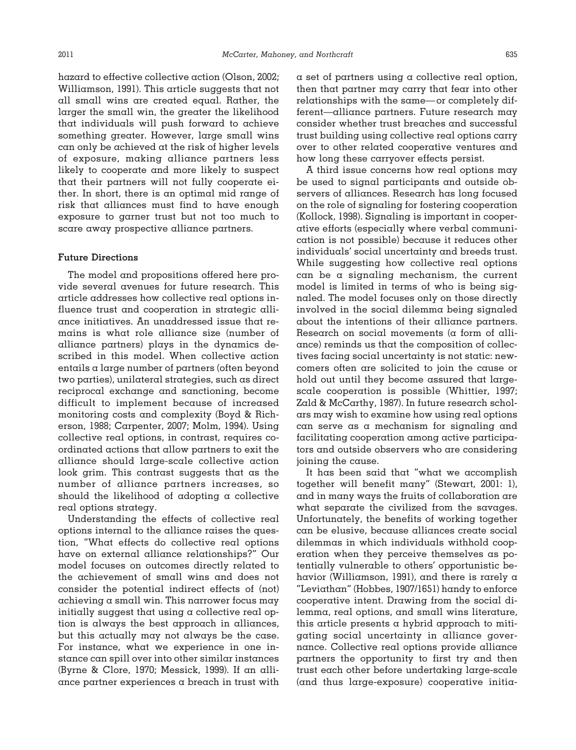hazard to effective collective action (Olson, 2002; Williamson, 1991). This article suggests that not all small wins are created equal. Rather, the larger the small win, the greater the likelihood that individuals will push forward to achieve something greater. However, large small wins can only be achieved at the risk of higher levels of exposure, making alliance partners less likely to cooperate and more likely to suspect that their partners will not fully cooperate either. In short, there is an optimal mid range of risk that alliances must find to have enough exposure to garner trust but not too much to scare away prospective alliance partners.

### Future Directions

The model and propositions offered here provide several avenues for future research. This article addresses how collective real options influence trust and cooperation in strategic alliance initiatives. An unaddressed issue that remains is what role alliance size (number of alliance partners) plays in the dynamics described in this model. When collective action entails a large number of partners (often beyond two parties), unilateral strategies, such as direct reciprocal exchange and sanctioning, become difficult to implement because of increased monitoring costs and complexity (Boyd & Richerson, 1988; Carpenter, 2007; Molm, 1994). Using collective real options, in contrast, requires coordinated actions that allow partners to exit the alliance should large-scale collective action look grim. This contrast suggests that as the number of alliance partners increases, so should the likelihood of adopting a collective real options strategy.

Understanding the effects of collective real options internal to the alliance raises the question, "What effects do collective real options have on external alliance relationships?" Our model focuses on outcomes directly related to the achievement of small wins and does not consider the potential indirect effects of (not) achieving a small win. This narrower focus may initially suggest that using a collective real option is always the best approach in alliances, but this actually may not always be the case. For instance, what we experience in one instance can spill over into other similar instances (Byrne & Clore, 1970; Messick, 1999). If an alliance partner experiences a breach in trust with a set of partners using a collective real option, then that partner may carry that fear into other relationships with the same—or completely different—alliance partners. Future research may consider whether trust breaches and successful trust building using collective real options carry over to other related cooperative ventures and how long these carryover effects persist.

A third issue concerns how real options may be used to signal participants and outside observers of alliances. Research has long focused on the role of signaling for fostering cooperation (Kollock, 1998). Signaling is important in cooperative efforts (especially where verbal communication is not possible) because it reduces other individuals' social uncertainty and breeds trust. While suggesting how collective real options can be a signaling mechanism, the current model is limited in terms of who is being signaled. The model focuses only on those directly involved in the social dilemma being signaled about the intentions of their alliance partners. Research on social movements (a form of alliance) reminds us that the composition of collectives facing social uncertainty is not static: newcomers often are solicited to join the cause or hold out until they become assured that large-scale cooperation is possible (Whittier, 1997; Zald & McCarthy, 1987). In future research scholars may wish to examine how using real options can serve as a mechanism for signaling and facilitating cooperation among active participators and outside observers who are considering joining the cause.

It has been said that "what we accomplish together will benefit many" (Stewart, 2001: 1), and in many ways the fruits of collaboration are what separate the civilized from the savages. Unfortunately, the benefits of working together can be elusive, because alliances create social dilemmas in which individuals withhold cooperation when they perceive themselves as potentially vulnerable to others' opportunistic behavior (Williamson, 1991), and there is rarely a "Leviathan" (Hobbes, 1907/1651) handy to enforce cooperative intent. Drawing from the social dilemma, real options, and small wins literature, this article presents a hybrid approach to mitigating social uncertainty in alliance governance. Collective real options provide alliance partners the opportunity to first try and then trust each other before undertaking large-scale (and thus large-exposure) cooperative initia-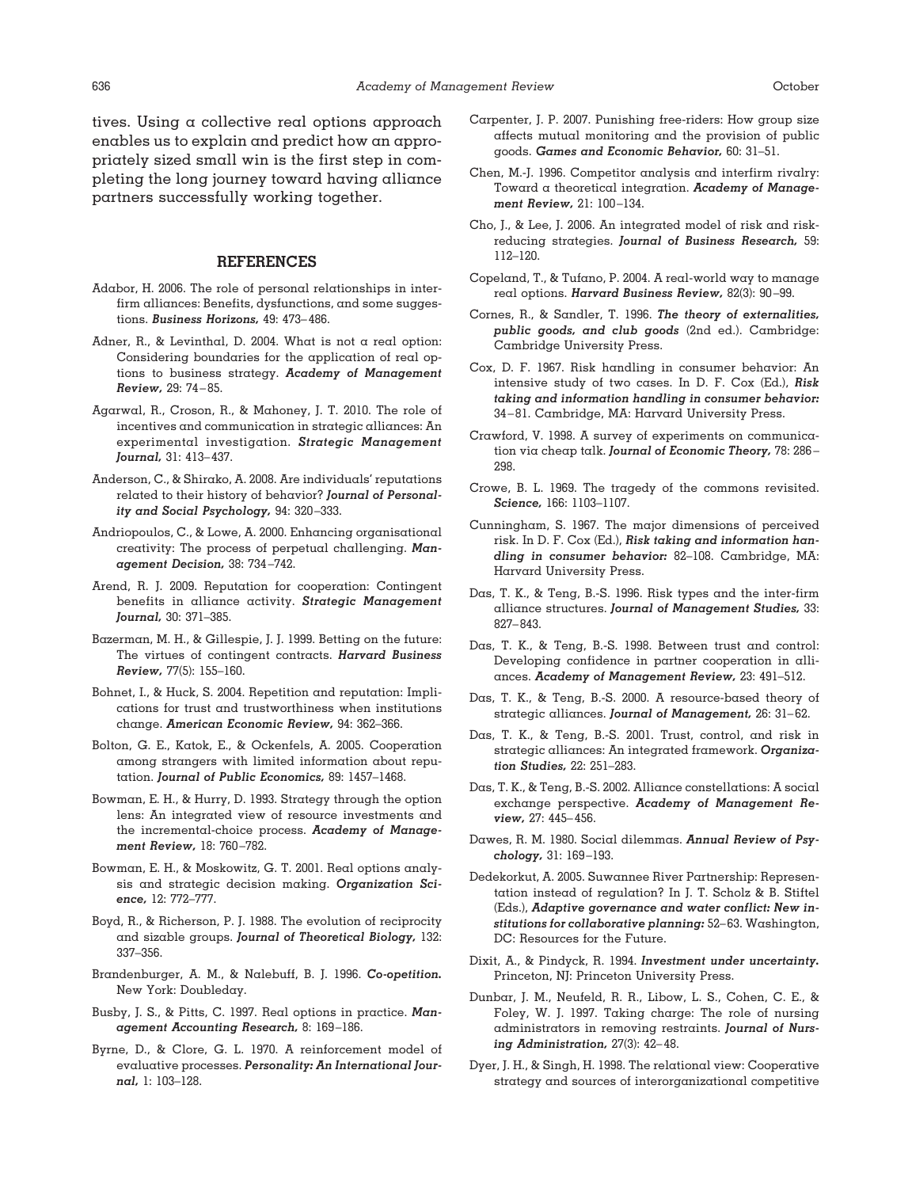tives. Using a collective real options approach enables us to explain and predict how an appropriately sized small win is the first step in completing the long journey toward having alliance partners successfully working together.

## REFERENCES

Adabor, H. 2006. The role of personal relationships in interfirm alliances: Benefits, dysfunctions, and some suggestions. ***Business Horizons,*** 49: 473–486.

Adner, R., & Levinthal, D. 2004. What is not a real option: Considering boundaries for the application of real options to business strategy. ***Academy of Management Review,*** 29: 74–85.

Agarwal, R., Croson, R., & Mahoney, J. T. 2010. The role of incentives and communication in strategic alliances: An experimental investigation. ***Strategic Management Journal,*** 31: 413–437.

Anderson, C., & Shirako, A. 2008. Are individuals' reputations related to their history of behavior? ***Journal of Personality and Social Psychology,*** 94: 320–333.

Andriopoulos, C., & Lowe, A. 2000. Enhancing organisational creativity: The process of perpetual challenging. ***Management Decision,*** 38: 734–742.

Arend, R. J. 2009. Reputation for cooperation: Contingent benefits in alliance activity. ***Strategic Management Journal,*** 30: 371–385.

Bazerman, M. H., & Gillespie, J. J. 1999. Betting on the future: The virtues of contingent contracts. ***Harvard Business Review,*** 77(5): 155–160.

Bohnet, I., & Huck, S. 2004. Repetition and reputation: Implications for trust and trustworthiness when institutions change. ***American Economic Review,*** 94: 362–366.

Bolton, G. E., Katok, E., & Ockenfels, A. 2005. Cooperation among strangers with limited information about reputation. ***Journal of Public Economics,*** 89: 1457–1468.

Bowman, E. H., & Hurry, D. 1993. Strategy through the option lens: An integrated view of resource investments and the incremental-choice process. ***Academy of Management Review,*** 18: 760–782.

Bowman, E. H., & Moskowitz, G. T. 2001. Real options analysis and strategic decision making. ***Organization Science,*** 12: 772–777.

Boyd, R., & Richerson, P. J. 1988. The evolution of reciprocity and sizable groups. ***Journal of Theoretical Biology,*** 132: 337–356.

Brandenburger, A. M., & Nalebuff, B. J. 1996. ***Co-opetition.*** New York: Doubleday.

Busby, J. S., & Pitts, C. 1997. Real options in practice. ***Management Accounting Research,*** 8: 169–186.

Byrne, D., & Clore, G. L. 1970. A reinforcement model of evaluative processes. ***Personality: An International Journal,*** 1: 103–128.

Carpenter, J. P. 2007. Punishing free-riders: How group size affects mutual monitoring and the provision of public goods. ***Games and Economic Behavior,*** 60: 31–51.

Chen, M.-J. 1996. Competitor analysis and interfirm rivalry: Toward a theoretical integration. ***Academy of Management Review,*** 21: 100–134.

Cho, J., & Lee, J. 2006. An integrated model of risk and risk-reducing strategies. ***Journal of Business Research,*** 59: 112–120.

Copeland, T., & Tufano, P. 2004. A real-world way to manage real options. ***Harvard Business Review,*** 82(3): 90–99.

Cornes, R., & Sandler, T. 1996. ***The theory of externalities, public goods, and club goods*** (2nd ed.). Cambridge: Cambridge University Press.

Cox, D. F. 1967. Risk handling in consumer behavior: An intensive study of two cases. In D. F. Cox (Ed.), ***Risk taking and information handling in consumer behavior:*** 34–81. Cambridge, MA: Harvard University Press.

Crawford, V. 1998. A survey of experiments on communication via cheap talk. ***Journal of Economic Theory,*** 78: 286–298.

Crowe, B. L. 1969. The tragedy of the commons revisited. ***Science,*** 166: 1103–1107.

Cunningham, S. 1967. The major dimensions of perceived risk. In D. F. Cox (Ed.), ***Risk taking and information handling in consumer behavior:*** 82–108. Cambridge, MA: Harvard University Press.

Das, T. K., & Teng, B.-S. 1996. Risk types and the inter-firm alliance structures. ***Journal of Management Studies,*** 33: 827–843.

Das, T. K., & Teng, B.-S. 1998. Between trust and control: Developing confidence in partner cooperation in alliances. ***Academy of Management Review,*** 23: 491–512.

Das, T. K., & Teng, B.-S. 2000. A resource-based theory of strategic alliances. ***Journal of Management,*** 26: 31–62.

Das, T. K., & Teng, B.-S. 2001. Trust, control, and risk in strategic alliances: An integrated framework. ***Organization Studies,*** 22: 251–283.

Das, T. K., & Teng, B.-S. 2002. Alliance constellations: A social exchange perspective. ***Academy of Management Review,*** 27: 445–456.

Dawes, R. M. 1980. Social dilemmas. ***Annual Review of Psychology,*** 31: 169–193.

Dedekorkut, A. 2005. Suwannee River Partnership: Representation instead of regulation? In J. T. Scholz & B. Stiftel (Eds.), ***Adaptive governance and water conflict: New institutions for collaborative planning:*** 52–63. Washington, DC: Resources for the Future.

Dixit, A., & Pindyck, R. 1994. ***Investment under uncertainty.*** Princeton, NJ: Princeton University Press.

Dunbar, J. M., Neufeld, R. R., Libow, L. S., Cohen, C. E., & Foley, W. J. 1997. Taking charge: The role of nursing administrators in removing restraints. ***Journal of Nursing Administration,*** 27(3): 42–48.

Dyer, J. H., & Singh, H. 1998. The relational view: Cooperative strategy and sources of interorganizational competitive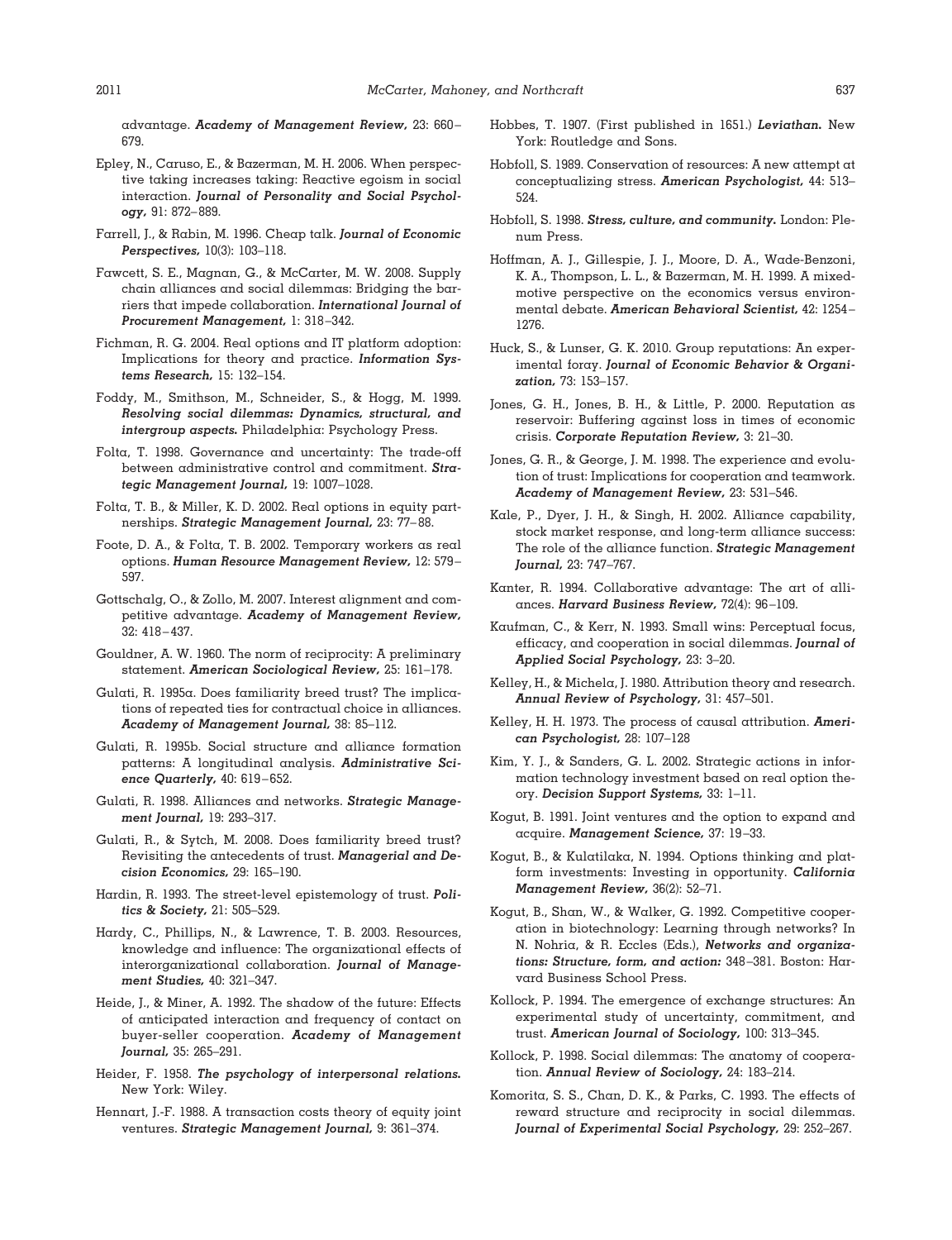advantage. ***Academy of Management Review,*** 23: 660–679.

Epley, N., Caruso, E., & Bazerman, M. H. 2006. When perspective taking increases taking: Reactive egoism in social interaction. ***Journal of Personality and Social Psychology,*** 91: 872–889.

Farrell, J., & Rabin, M. 1996. Cheap talk. ***Journal of Economic Perspectives,*** 10(3): 103–118.

Fawcett, S. E., Magnan, G., & McCarter, M. W. 2008. Supply chain alliances and social dilemmas: Bridging the barriers that impede collaboration. ***International Journal of Procurement Management,*** 1: 318–342.

Fichman, R. G. 2004. Real options and IT platform adoption: Implications for theory and practice. ***Information Systems Research,*** 15: 132–154.

Foddy, M., Smithson, M., Schneider, S., & Hogg, M. 1999. ***Resolving social dilemmas: Dynamics, structural, and intergroup aspects.*** Philadelphia: Psychology Press.

Folta, T. 1998. Governance and uncertainty: The trade-off between administrative control and commitment. ***Strategic Management Journal,*** 19: 1007–1028.

Folta, T. B., & Miller, K. D. 2002. Real options in equity partnerships. ***Strategic Management Journal,*** 23: 77–88.

Foote, D. A., & Folta, T. B. 2002. Temporary workers as real options. ***Human Resource Management Review,*** 12: 579–597.

Gottschalg, O., & Zollo, M. 2007. Interest alignment and competitive advantage. ***Academy of Management Review,*** 32: 418–437.

Gouldner, A. W. 1960. The norm of reciprocity: A preliminary statement. ***American Sociological Review,*** 25: 161–178.

Gulati, R. 1995a. Does familiarity breed trust? The implications of repeated ties for contractual choice in alliances. ***Academy of Management Journal,*** 38: 85–112.

Gulati, R. 1995b. Social structure and alliance formation patterns: A longitudinal analysis. ***Administrative Science Quarterly,*** 40: 619–652.

Gulati, R. 1998. Alliances and networks. ***Strategic Management Journal,*** 19: 293–317.

Gulati, R., & Sytch, M. 2008. Does familiarity breed trust? Revisiting the antecedents of trust. ***Managerial and Decision Economics,*** 29: 165–190.

Hardin, R. 1993. The street-level epistemology of trust. ***Politics & Society,*** 21: 505–529.

Hardy, C., Phillips, N., & Lawrence, T. B. 2003. Resources, knowledge and influence: The organizational effects of interorganizational collaboration. ***Journal of Management Studies,*** 40: 321–347.

Heide, J., & Miner, A. 1992. The shadow of the future: Effects of anticipated interaction and frequency of contact on buyer-seller cooperation. ***Academy of Management Journal,*** 35: 265–291.

Heider, F. 1958. ***The psychology of interpersonal relations.*** New York: Wiley.

Hennart, J.-F. 1988. A transaction costs theory of equity joint ventures. ***Strategic Management Journal,*** 9: 361–374.

Hobbes, T. 1907. (First published in 1651.) ***Leviathan.*** New York: Routledge and Sons.

Hobfoll, S. 1989. Conservation of resources: A new attempt at conceptualizing stress. ***American Psychologist,*** 44: 513–524.

Hobfoll, S. 1998. ***Stress, culture, and community.*** London: Plenum Press.

Hoffman, A. J., Gillespie, J. J., Moore, D. A., Wade-Benzoni, K. A., Thompson, L. L., & Bazerman, M. H. 1999. A mixed-motive perspective on the economics versus environmental debate. ***American Behavioral Scientist,*** 42: 1254–1276.

Huck, S., & Lunser, G. K. 2010. Group reputations: An experimental foray. ***Journal of Economic Behavior & Organization,*** 73: 153–157.

Jones, G. H., Jones, B. H., & Little, P. 2000. Reputation as reservoir: Buffering against loss in times of economic crisis. ***Corporate Reputation Review,*** 3: 21–30.

Jones, G. R., & George, J. M. 1998. The experience and evolution of trust: Implications for cooperation and teamwork. ***Academy of Management Review,*** 23: 531–546.

Kale, P., Dyer, J. H., & Singh, H. 2002. Alliance capability, stock market response, and long-term alliance success: The role of the alliance function. ***Strategic Management Journal,*** 23: 747–767.

Kanter, R. 1994. Collaborative advantage: The art of alliances. ***Harvard Business Review,*** 72(4): 96–109.

Kaufman, C., & Kerr, N. 1993. Small wins: Perceptual focus, efficacy, and cooperation in social dilemmas. ***Journal of Applied Social Psychology,*** 23: 3–20.

Kelley, H., & Michela, J. 1980. Attribution theory and research. ***Annual Review of Psychology,*** 31: 457–501.

Kelley, H. H. 1973. The process of causal attribution. ***American Psychologist,*** 28: 107–128

Kim, Y. J., & Sanders, G. L. 2002. Strategic actions in information technology investment based on real option theory. ***Decision Support Systems,*** 33: 1–11.

Kogut, B. 1991. Joint ventures and the option to expand and acquire. ***Management Science,*** 37: 19–33.

Kogut, B., & Kulatilaka, N. 1994. Options thinking and platform investments: Investing in opportunity. ***California Management Review,*** 36(2): 52–71.

Kogut, B., Shan, W., & Walker, G. 1992. Competitive cooperation in biotechnology: Learning through networks? In N. Nohria, & R. Eccles (Eds.), ***Networks and organizations: Structure, form, and action:*** 348–381. Boston: Harvard Business School Press.

Kollock, P. 1994. The emergence of exchange structures: An experimental study of uncertainty, commitment, and trust. ***American Journal of Sociology,*** 100: 313–345.

Kollock, P. 1998. Social dilemmas: The anatomy of cooperation. ***Annual Review of Sociology,*** 24: 183–214.

Komorita, S. S., Chan, D. K., & Parks, C. 1993. The effects of reward structure and reciprocity in social dilemmas. ***Journal of Experimental Social Psychology,*** 29: 252–267.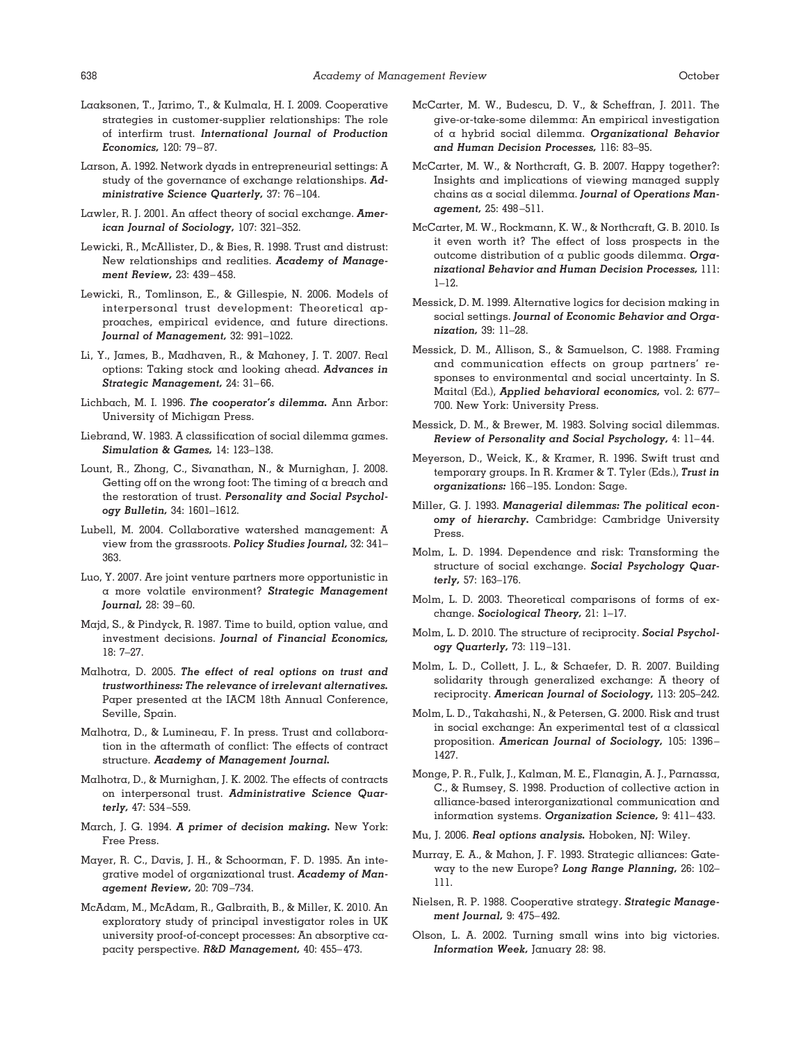Laaksonen, T., Jarimo, T., & Kulmala, H. I. 2009. Cooperative strategies in customer-supplier relationships: The role of interfirm trust. ***International Journal of Production Economics,*** 120: 79–87.

Larson, A. 1992. Network dyads in entrepreneurial settings: A study of the governance of exchange relationships. ***Administrative Science Quarterly,*** 37: 76–104.

Lawler, R. J. 2001. An affect theory of social exchange. ***American Journal of Sociology,*** 107: 321–352.

Lewicki, R., McAllister, D., & Bies, R. 1998. Trust and distrust: New relationships and realities. ***Academy of Management Review,*** 23: 439–458.

Lewicki, R., Tomlinson, E., & Gillespie, N. 2006. Models of interpersonal trust development: Theoretical approaches, empirical evidence, and future directions. ***Journal of Management,*** 32: 991–1022.

Li, Y., James, B., Madhaven, R., & Mahoney, J. T. 2007. Real options: Taking stock and looking ahead. ***Advances in Strategic Management,*** 24: 31–66.

Lichbach, M. I. 1996. ***The cooperator's dilemma.*** Ann Arbor: University of Michigan Press.

Liebrand, W. 1983. A classification of social dilemma games. ***Simulation & Games,*** 14: 123–138.

Lount, R., Zhong, C., Sivanathan, N., & Murnighan, J. 2008. Getting off on the wrong foot: The timing of a breach and the restoration of trust. ***Personality and Social Psychology Bulletin,*** 34: 1601–1612.

Lubell, M. 2004. Collaborative watershed management: A view from the grassroots. ***Policy Studies Journal,*** 32: 341–363.

Luo, Y. 2007. Are joint venture partners more opportunistic in a more volatile environment? ***Strategic Management Journal,*** 28: 39–60.

Majd, S., & Pindyck, R. 1987. Time to build, option value, and investment decisions. ***Journal of Financial Economics,*** 18: 7–27.

Malhotra, D. 2005. ***The effect of real options on trust and trustworthiness: The relevance of irrelevant alternatives.*** Paper presented at the IACM 18th Annual Conference, Seville, Spain.

Malhotra, D., & Lumineau, F. In press. Trust and collaboration in the aftermath of conflict: The effects of contract structure. ***Academy of Management Journal.***

Malhotra, D., & Murnighan, J. K. 2002. The effects of contracts on interpersonal trust. ***Administrative Science Quarterly,*** 47: 534–559.

March, J. G. 1994. ***A primer of decision making.*** New York: Free Press.

Mayer, R. C., Davis, J. H., & Schoorman, F. D. 1995. An integrative model of organizational trust. ***Academy of Management Review,*** 20: 709–734.

McAdam, M., McAdam, R., Galbraith, B., & Miller, K. 2010. An exploratory study of principal investigator roles in UK university proof-of-concept processes: An absorptive capacity perspective. ***R&D Management,*** 40: 455–473.

McCarter, M. W., Budescu, D. V., & Scheffran, J. 2011. The give-or-take-some dilemma: An empirical investigation of a hybrid social dilemma. ***Organizational Behavior and Human Decision Processes,*** 116: 83–95.

McCarter, M. W., & Northcraft, G. B. 2007. Happy together?: Insights and implications of viewing managed supply chains as a social dilemma. ***Journal of Operations Management,*** 25: 498–511.

McCarter, M. W., Rockmann, K. W., & Northcraft, G. B. 2010. Is it even worth it? The effect of loss prospects in the outcome distribution of a public goods dilemma. ***Organizational Behavior and Human Decision Processes,*** 111: 1–12.

Messick, D. M. 1999. Alternative logics for decision making in social settings. ***Journal of Economic Behavior and Organization,*** 39: 11–28.

Messick, D. M., Allison, S., & Samuelson, C. 1988. Framing and communication effects on group partners' responses to environmental and social uncertainty. In S. Maital (Ed.), ***Applied behavioral economics,*** vol. 2: 677–700. New York: University Press.

Messick, D. M., & Brewer, M. 1983. Solving social dilemmas. ***Review of Personality and Social Psychology,*** 4: 11–44.

Meyerson, D., Weick, K., & Kramer, R. 1996. Swift trust and temporary groups. In R. Kramer & T. Tyler (Eds.), ***Trust in organizations:*** 166–195. London: Sage.

Miller, G. J. 1993. ***Managerial dilemmas: The political economy of hierarchy.*** Cambridge: Cambridge University Press.

Molm, L. D. 1994. Dependence and risk: Transforming the structure of social exchange. ***Social Psychology Quarterly,*** 57: 163–176.

Molm, L. D. 2003. Theoretical comparisons of forms of exchange. ***Sociological Theory,*** 21: 1–17.

Molm, L. D. 2010. The structure of reciprocity. ***Social Psychology Quarterly,*** 73: 119–131.

Molm, L. D., Collett, J. L., & Schaefer, D. R. 2007. Building solidarity through generalized exchange: A theory of reciprocity. ***American Journal of Sociology,*** 113: 205–242.

Molm, L. D., Takahashi, N., & Petersen, G. 2000. Risk and trust in social exchange: An experimental test of a classical proposition. ***American Journal of Sociology,*** 105: 1396–1427.

Monge, P. R., Fulk, J., Kalman, M. E., Flanagin, A. J., Parnassa, C., & Rumsey, S. 1998. Production of collective action in alliance-based interorganizational communication and information systems. ***Organization Science,*** 9: 411–433.

Mu, J. 2006. ***Real options analysis.*** Hoboken, NJ: Wiley.

Murray, E. A., & Mahon, J. F. 1993. Strategic alliances: Gateway to the new Europe? ***Long Range Planning,*** 26: 102–111.

Nielsen, R. P. 1988. Cooperative strategy. ***Strategic Management Journal,*** 9: 475–492.

Olson, L. A. 2002. Turning small wins into big victories. ***Information Week,*** January 28: 98.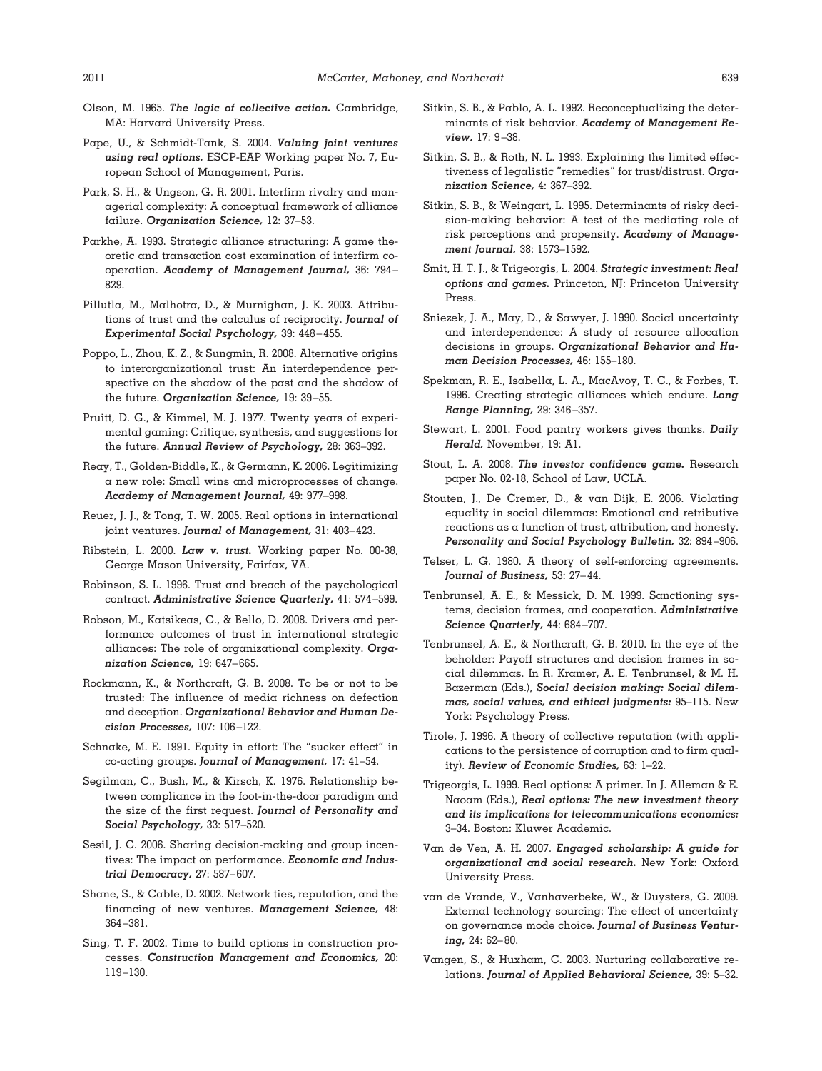Olson, M. 1965. ***The logic of collective action.*** Cambridge, MA: Harvard University Press.

Pape, U., & Schmidt-Tank, S. 2004. ***Valuing joint ventures using real options.*** ESCP-EAP Working paper No. 7, European School of Management, Paris.

Park, S. H., & Ungson, G. R. 2001. Interfirm rivalry and managerial complexity: A conceptual framework of alliance failure. ***Organization Science,*** 12: 37–53.

Parkhe, A. 1993. Strategic alliance structuring: A game theoretic and transaction cost examination of interfirm cooperation. ***Academy of Management Journal,*** 36: 794–829.

Pillutla, M., Malhotra, D., & Murnighan, J. K. 2003. Attributions of trust and the calculus of reciprocity. ***Journal of Experimental Social Psychology,*** 39: 448–455.

Poppo, L., Zhou, K. Z., & Sungmin, R. 2008. Alternative origins to interorganizational trust: An interdependence perspective on the shadow of the past and the shadow of the future. ***Organization Science,*** 19: 39–55.

Pruitt, D. G., & Kimmel, M. J. 1977. Twenty years of experimental gaming: Critique, synthesis, and suggestions for the future. ***Annual Review of Psychology,*** 28: 363–392.

Reay, T., Golden-Biddle, K., & Germann, K. 2006. Legitimizing a new role: Small wins and microprocesses of change. ***Academy of Management Journal,*** 49: 977–998.

Reuer, J. J., & Tong, T. W. 2005. Real options in international joint ventures. ***Journal of Management,*** 31: 403–423.

Ribstein, L. 2000. ***Law v. trust.*** Working paper No. 00-38, George Mason University, Fairfax, VA.

Robinson, S. L. 1996. Trust and breach of the psychological contract. ***Administrative Science Quarterly,*** 41: 574–599.

Robson, M., Katsikeas, C., & Bello, D. 2008. Drivers and performance outcomes of trust in international strategic alliances: The role of organizational complexity. ***Organization Science,*** 19: 647–665.

Rockmann, K., & Northcraft, G. B. 2008. To be or not to be trusted: The influence of media richness on defection and deception. ***Organizational Behavior and Human Decision Processes,*** 107: 106–122.

Schnake, M. E. 1991. Equity in effort: The "sucker effect" in co-acting groups. ***Journal of Management,*** 17: 41–54.

Segilman, C., Bush, M., & Kirsch, K. 1976. Relationship between compliance in the foot-in-the-door paradigm and the size of the first request. ***Journal of Personality and Social Psychology,*** 33: 517–520.

Sesil, J. C. 2006. Sharing decision-making and group incentives: The impact on performance. ***Economic and Industrial Democracy,*** 27: 587–607.

Shane, S., & Cable, D. 2002. Network ties, reputation, and the financing of new ventures. ***Management Science,*** 48: 364–381.

Sing, T. F. 2002. Time to build options in construction processes. ***Construction Management and Economics,*** 20: 119–130.

Sitkin, S. B., & Pablo, A. L. 1992. Reconceptualizing the determinants of risk behavior. ***Academy of Management Review,*** 17: 9–38.

Sitkin, S. B., & Roth, N. L. 1993. Explaining the limited effectiveness of legalistic "remedies" for trust/distrust. ***Organization Science,*** 4: 367–392.

Sitkin, S. B., & Weingart, L. 1995. Determinants of risky decision-making behavior: A test of the mediating role of risk perceptions and propensity. ***Academy of Management Journal,*** 38: 1573–1592.

Smit, H. T. J., & Trigeorgis, L. 2004. ***Strategic investment: Real options and games.*** Princeton, NJ: Princeton University Press.

Sniezek, J. A., May, D., & Sawyer, J. 1990. Social uncertainty and interdependence: A study of resource allocation decisions in groups. ***Organizational Behavior and Human Decision Processes,*** 46: 155–180.

Spekman, R. E., Isabella, L. A., MacAvoy, T. C., & Forbes, T. 1996. Creating strategic alliances which endure. ***Long Range Planning,*** 29: 346–357.

Stewart, L. 2001. Food pantry workers gives thanks. ***Daily Herald,*** November, 19: A1.

Stout, L. A. 2008. ***The investor confidence game.*** Research paper No. 02-18, School of Law, UCLA.

Stouten, J., De Cremer, D., & van Dijk, E. 2006. Violating equality in social dilemmas: Emotional and retributive reactions as a function of trust, attribution, and honesty. ***Personality and Social Psychology Bulletin,*** 32: 894–906.

Telser, L. G. 1980. A theory of self-enforcing agreements. ***Journal of Business,*** 53: 27–44.

Tenbrunsel, A. E., & Messick, D. M. 1999. Sanctioning systems, decision frames, and cooperation. ***Administrative Science Quarterly,*** 44: 684–707.

Tenbrunsel, A. E., & Northcraft, G. B. 2010. In the eye of the beholder: Payoff structures and decision frames in social dilemmas. In R. Kramer, A. E. Tenbrunsel, & M. H. Bazerman (Eds.), ***Social decision making: Social dilemmas, social values, and ethical judgments:*** 95–115. New York: Psychology Press.

Tirole, J. 1996. A theory of collective reputation (with applications to the persistence of corruption and to firm quality). ***Review of Economic Studies,*** 63: 1–22.

Trigeorgis, L. 1999. Real options: A primer. In J. Alleman & E. Naoam (Eds.), ***Real options: The new investment theory and its implications for telecommunications economics:*** 3–34. Boston: Kluwer Academic.

Van de Ven, A. H. 2007. ***Engaged scholarship: A guide for organizational and social research.*** New York: Oxford University Press.

van de Vrande, V., Vanhaverbeke, W., & Duysters, G. 2009. External technology sourcing: The effect of uncertainty on governance mode choice. ***Journal of Business Venturing,*** 24: 62–80.

Vangen, S., & Huxham, C. 2003. Nurturing collaborative relations. ***Journal of Applied Behavioral Science,*** 39: 5–32.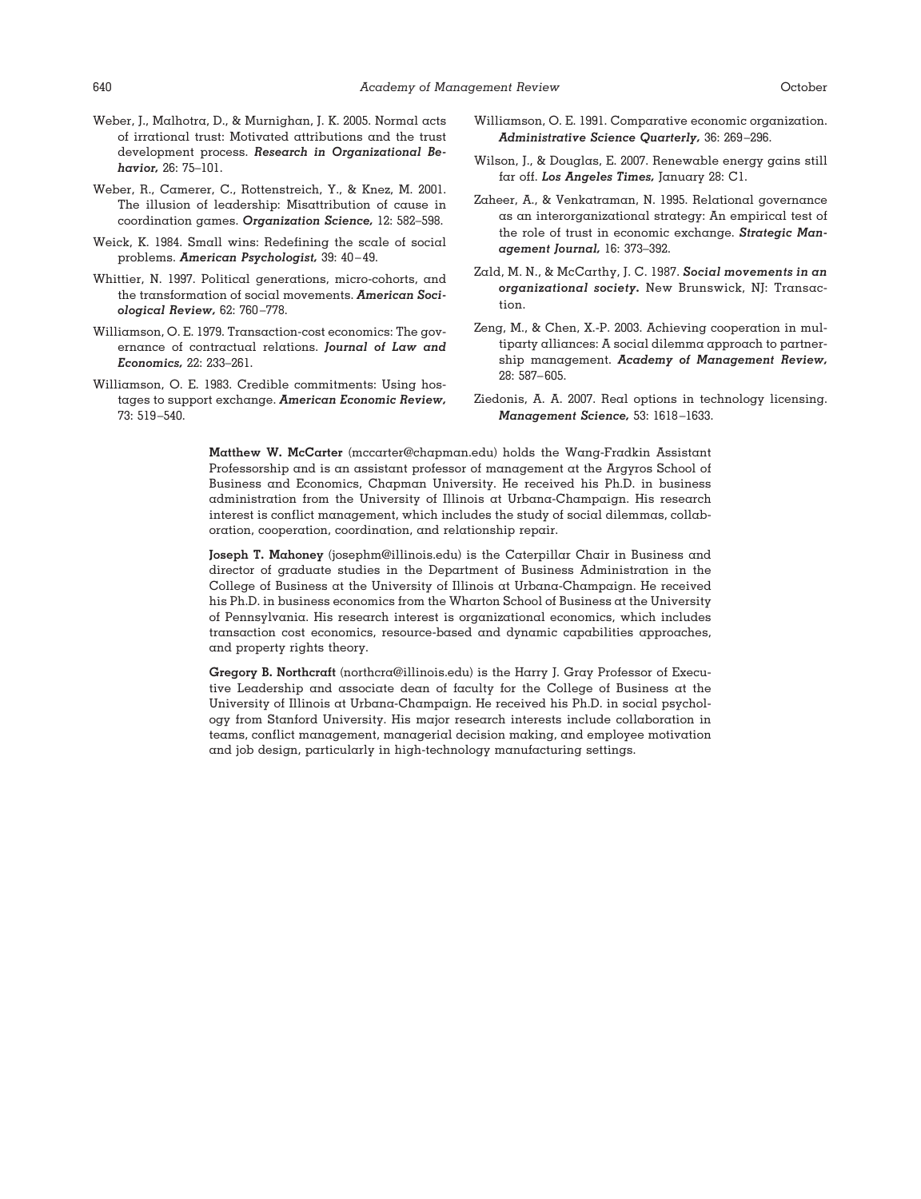Weber, J., Malhotra, D., & Murnighan, J. K. 2005. Normal acts of irrational trust: Motivated attributions and the trust development process. ***Research in Organizational Behavior,*** 26: 75–101.

Weber, R., Camerer, C., Rottenstreich, Y., & Knez, M. 2001. The illusion of leadership: Misattribution of cause in coordination games. ***Organization Science,*** 12: 582–598.

Weick, K. 1984. Small wins: Redefining the scale of social problems. ***American Psychologist,*** 39: 40–49.

Whittier, N. 1997. Political generations, micro-cohorts, and the transformation of social movements. ***American Sociological Review,*** 62: 760–778.

Williamson, O. E. 1979. Transaction-cost economics: The governance of contractual relations. ***Journal of Law and Economics,*** 22: 233–261.

Williamson, O. E. 1983. Credible commitments: Using hostages to support exchange. ***American Economic Review,*** 73: 519–540.

Williamson, O. E. 1991. Comparative economic organization. ***Administrative Science Quarterly,*** 36: 269–296.

Wilson, J., & Douglas, E. 2007. Renewable energy gains still far off. ***Los Angeles Times,*** January 28: C1.

Zaheer, A., & Venkatraman, N. 1995. Relational governance as an interorganizational strategy: An empirical test of the role of trust in economic exchange. ***Strategic Management Journal,*** 16: 373–392.

Zald, M. N., & McCarthy, J. C. 1987. ***Social movements in an organizational society.*** New Brunswick, NJ: Transaction.

Zeng, M., & Chen, X.-P. 2003. Achieving cooperation in multiparty alliances: A social dilemma approach to partnership management. ***Academy of Management Review,*** 28: 587–605.

Ziedonis, A. A. 2007. Real options in technology licensing. ***Management Science,*** 53: 1618–1633.

**Matthew W. McCarter** (mccarter@chapman.edu) holds the Wang-Fradkin Assistant Professorship and is an assistant professor of management at the Argyros School of Business and Economics, Chapman University. He received his Ph.D. in business administration from the University of Illinois at Urbana-Champaign. His research interest is conflict management, which includes the study of social dilemmas, collaboration, cooperation, coordination, and relationship repair.

**Joseph T. Mahoney** (josephm@illinois.edu) is the Caterpillar Chair in Business and director of graduate studies in the Department of Business Administration in the College of Business at the University of Illinois at Urbana-Champaign. He received his Ph.D. in business economics from the Wharton School of Business at the University of Pennsylvania. His research interest is organizational economics, which includes transaction cost economics, resource-based and dynamic capabilities approaches, and property rights theory.

**Gregory B. Northcraft** (northcra@illinois.edu) is the Harry J. Gray Professor of Executive Leadership and associate dean of faculty for the College of Business at the University of Illinois at Urbana-Champaign. He received his Ph.D. in social psychology from Stanford University. His major research interests include collaboration in teams, conflict management, managerial decision making, and employee motivation and job design, particularly in high-technology manufacturing settings.